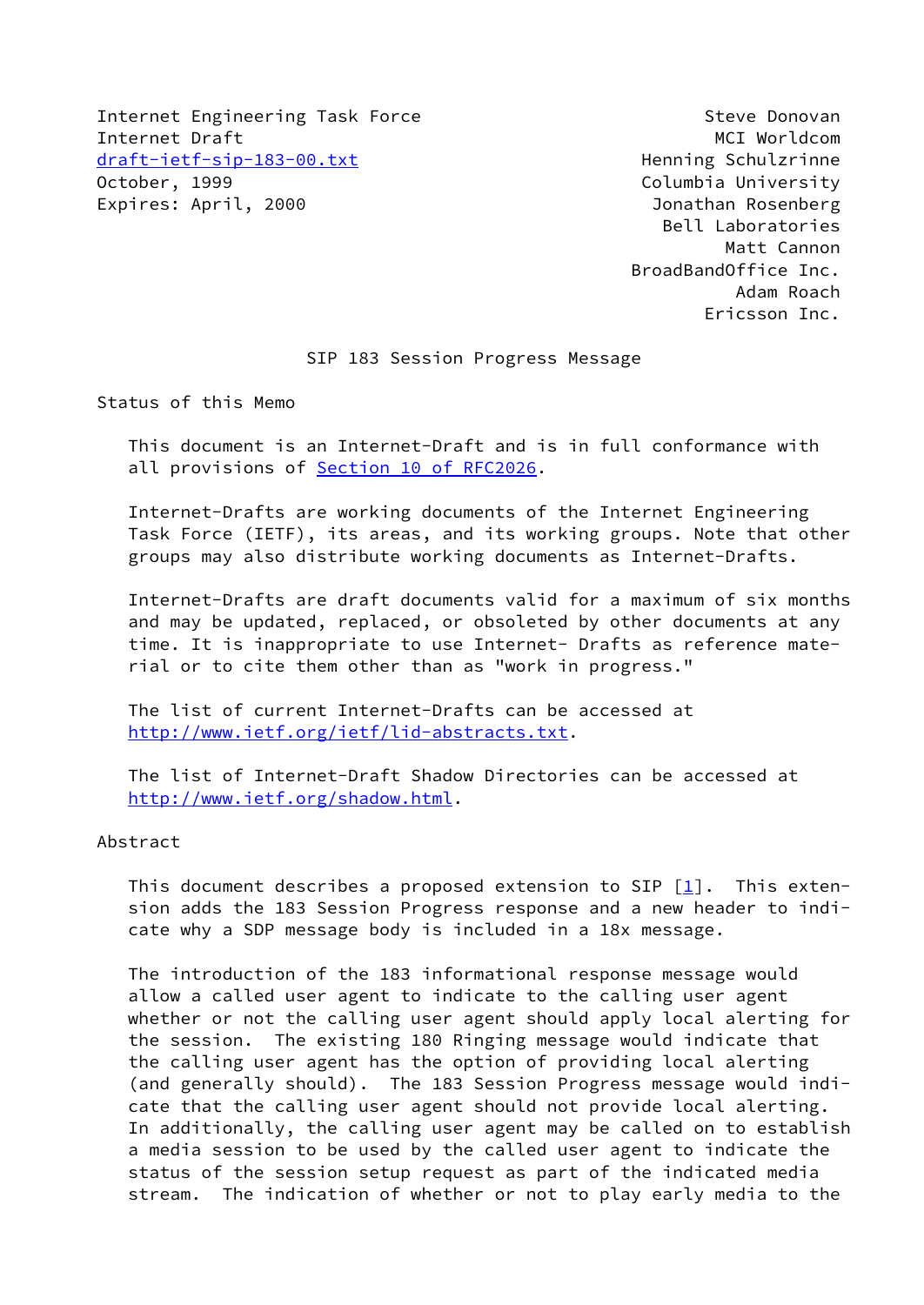Internet Engineering Task Force — Steve Donovan
Internet Draft — MCI Worldcom
draft-ietf-sip-183-00.txt — Henning Schulzrinne
October, 1999 — Columbia University
Expires: April, 2000 — Jonathan Rosenberg
Bell Laboratories
Matt Cannon
BroadBandOffice Inc.
Adam Roach
Ericsson Inc.

# SIP 183 Session Progress Message

## Status of this Memo

This document is an Internet-Draft and is in full conformance with all provisions of Section 10 of RFC2026.

Internet-Drafts are working documents of the Internet Engineering Task Force (IETF), its areas, and its working groups. Note that other groups may also distribute working documents as Internet-Drafts.

Internet-Drafts are draft documents valid for a maximum of six months and may be updated, replaced, or obsoleted by other documents at any time. It is inappropriate to use Internet- Drafts as reference material or to cite them other than as "work in progress."

The list of current Internet-Drafts can be accessed at http://www.ietf.org/ietf/1id-abstracts.txt.

The list of Internet-Draft Shadow Directories can be accessed at http://www.ietf.org/shadow.html.

## Abstract

This document describes a proposed extension to SIP [1]. This extension adds the 183 Session Progress response and a new header to indicate why a SDP message body is included in a 18x message.

The introduction of the 183 informational response message would allow a called user agent to indicate to the calling user agent whether or not the calling user agent should apply local alerting for the session. The existing 180 Ringing message would indicate that the calling user agent has the option of providing local alerting (and generally should). The 183 Session Progress message would indicate that the calling user agent should not provide local alerting. In additionally, the calling user agent may be called on to establish a media session to be used by the called user agent to indicate the status of the session setup request as part of the indicated media stream. The indication of whether or not to play early media to the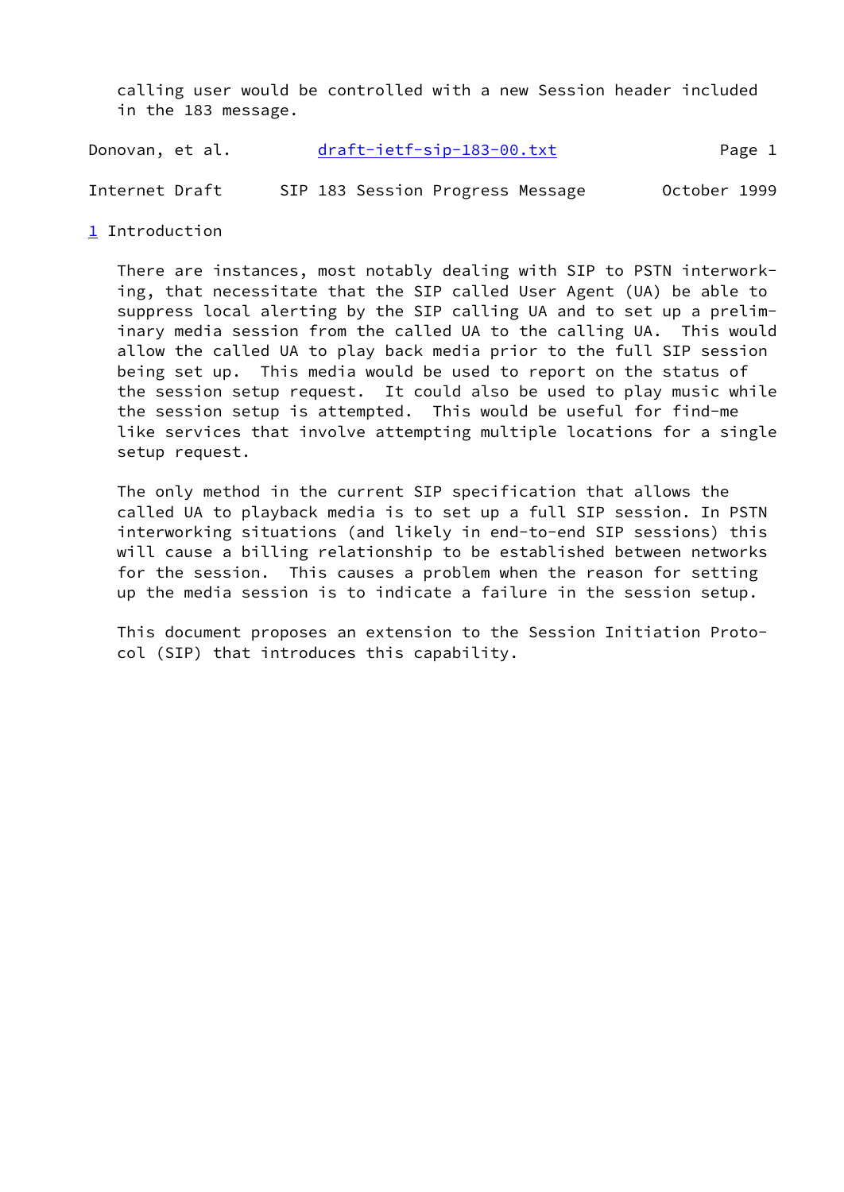calling user would be controlled with a new Session header included in the 183 message.

## 1 Introduction

There are instances, most notably dealing with SIP to PSTN interworking, that necessitate that the SIP called User Agent (UA) be able to suppress local alerting by the SIP calling UA and to set up a preliminary media session from the called UA to the calling UA. This would allow the called UA to play back media prior to the full SIP session being set up. This media would be used to report on the status of the session setup request. It could also be used to play music while the session setup is attempted. This would be useful for find-me like services that involve attempting multiple locations for a single setup request.

The only method in the current SIP specification that allows the called UA to playback media is to set up a full SIP session. In PSTN interworking situations (and likely in end-to-end SIP sessions) this will cause a billing relationship to be established between networks for the session. This causes a problem when the reason for setting up the media session is to indicate a failure in the session setup.

This document proposes an extension to the Session Initiation Protocol (SIP) that introduces this capability.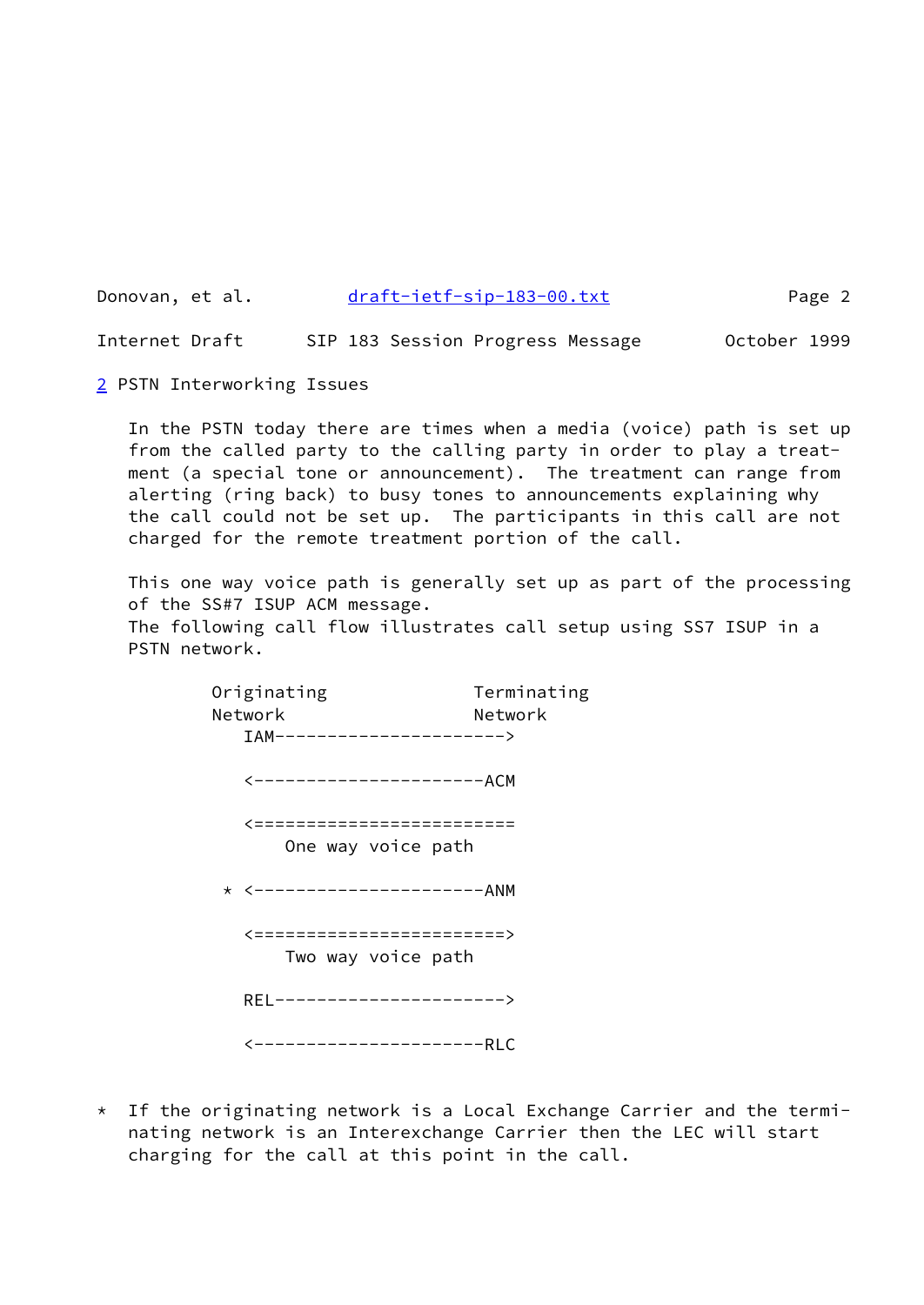## 2 PSTN Interworking Issues

In the PSTN today there are times when a media (voice) path is set up from the called party to the calling party in order to play a treatment (a special tone or announcement). The treatment can range from alerting (ring back) to busy tones to announcements explaining why the call could not be set up. The participants in this call are not charged for the remote treatment portion of the call.

This one way voice path is generally set up as part of the processing of the SS#7 ISUP ACM message.
The following call flow illustrates call setup using SS7 ISUP in a PSTN network.

```
         Originating              Terminating
         Network                  Network
            IAM---------------------->

            <----------------------ACM

            <========================
                One way voice path

          * <----------------------ANM

            <=======================>
                Two way voice path

            REL---------------------->

            <----------------------RLC
```

* If the originating network is a Local Exchange Carrier and the terminating network is an Interexchange Carrier then the LEC will start charging for the call at this point in the call.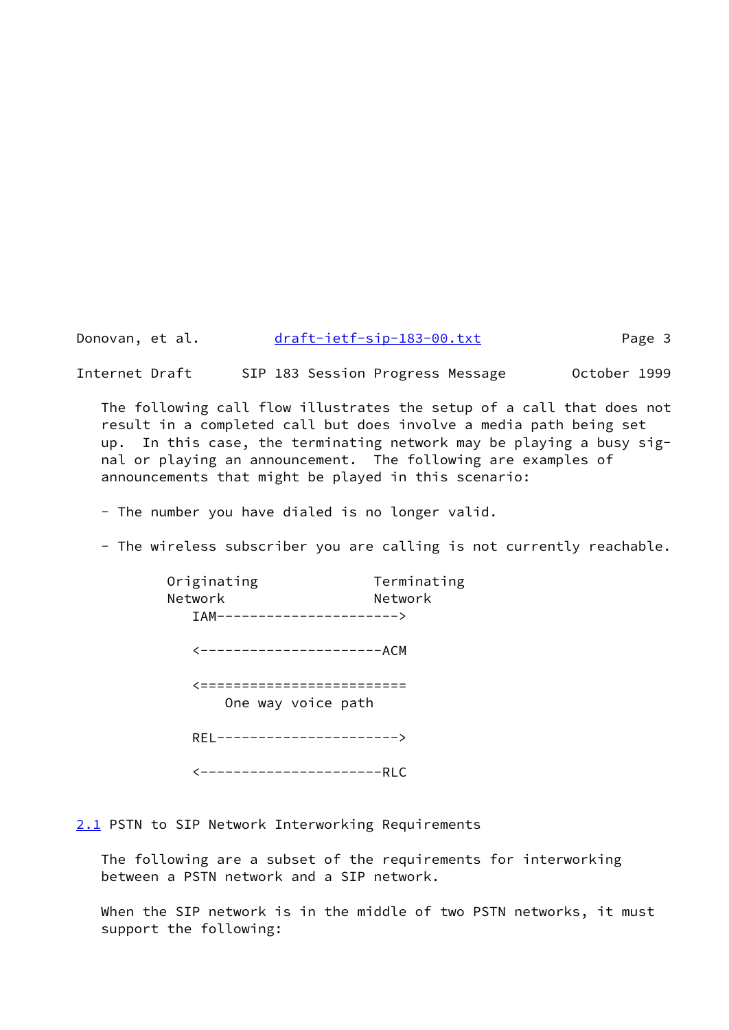The following call flow illustrates the setup of a call that does not result in a completed call but does involve a media path being set up. In this case, the terminating network may be playing a busy signal or playing an announcement. The following are examples of announcements that might be played in this scenario:

- The number you have dialed is no longer valid.

- The wireless subscriber you are calling is not currently reachable.

```
        Originating              Terminating
        Network                  Network
           IAM---------------------->

           <----------------------ACM

           <=========================
               One way voice path

           REL---------------------->

           <----------------------RLC
```

## 2.1 PSTN to SIP Network Interworking Requirements

The following are a subset of the requirements for interworking between a PSTN network and a SIP network.

When the SIP network is in the middle of two PSTN networks, it must support the following: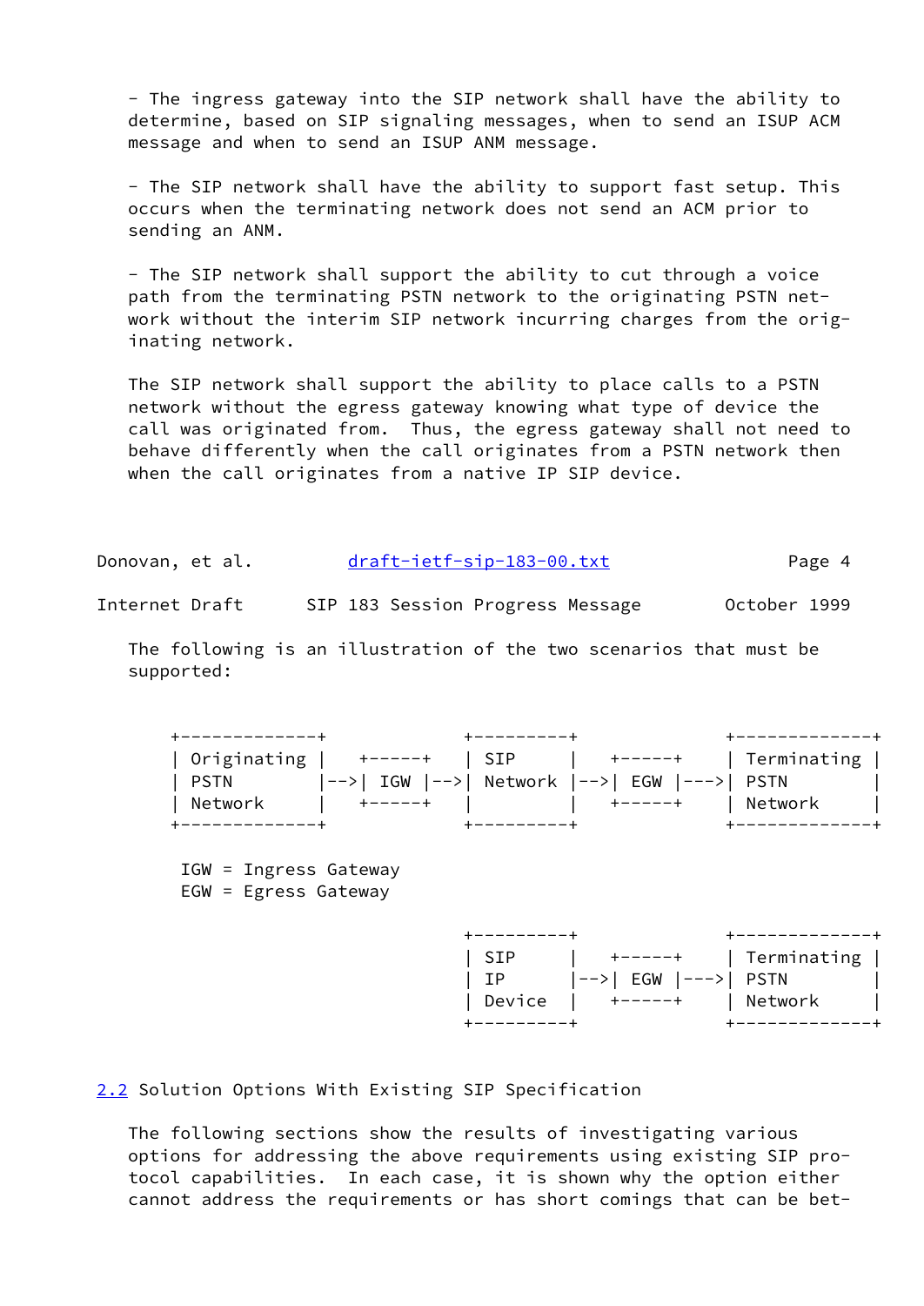- The ingress gateway into the SIP network shall have the ability to determine, based on SIP signaling messages, when to send an ISUP ACM message and when to send an ISUP ANM message.

- The SIP network shall have the ability to support fast setup. This occurs when the terminating network does not send an ACM prior to sending an ANM.

- The SIP network shall support the ability to cut through a voice path from the terminating PSTN network to the originating PSTN network without the interim SIP network incurring charges from the originating network.

The SIP network shall support the ability to place calls to a PSTN network without the egress gateway knowing what type of device the call was originated from. Thus, the egress gateway shall not need to behave differently when the call originates from a PSTN network then when the call originates from a native IP SIP device.

The following is an illustration of the two scenarios that must be supported:

```
+-------------+            +---------+           +-------------+
| Originating |   +-----+  | SIP     |   +-----+  | Terminating |
| PSTN        |-->| IGW |-->| Network |-->| EGW |--->| PSTN        |
| Network     |   +-----+  |         |   +-----+  | Network     |
+-------------+            +---------+           +-------------+

 IGW = Ingress Gateway
 EGW = Egress Gateway

                           +---------+           +-------------+
                           | SIP     |   +-----+  | Terminating |
                           | IP      |-->| EGW |--->| PSTN        |
                           | Device  |   +-----+  | Network     |
                           +---------+           +-------------+
```

## 2.2 Solution Options With Existing SIP Specification

The following sections show the results of investigating various options for addressing the above requirements using existing SIP protocol capabilities. In each case, it is shown why the option either cannot address the requirements or has short comings that can be bet-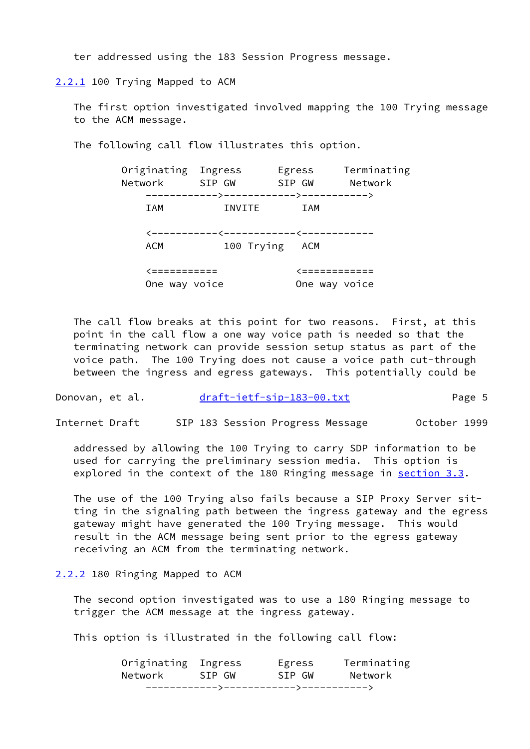ter addressed using the 183 Session Progress message.

### 2.2.1 100 Trying Mapped to ACM

The first option investigated involved mapping the 100 Trying message to the ACM message.

The following call flow illustrates this option.

```
        Originating  Ingress      Egress     Terminating
        Network      SIP GW       SIP GW      Network
            ------------>------------>----------->
            IAM          INVITE       IAM

            <-----------<------------<------------
            ACM          100 Trying   ACM

            <===========              <============
            One way voice             One way voice
```

The call flow breaks at this point for two reasons. First, at this point in the call flow a one way voice path is needed so that the terminating network can provide session setup status as part of the voice path. The 100 Trying does not cause a voice path cut-through between the ingress and egress gateways. This potentially could be addressed by allowing the 100 Trying to carry SDP information to be used for carrying the preliminary session media. This option is explored in the context of the 180 Ringing message in section 3.3.

The use of the 100 Trying also fails because a SIP Proxy Server sitting in the signaling path between the ingress gateway and the egress gateway might have generated the 100 Trying message. This would result in the ACM message being sent prior to the egress gateway receiving an ACM from the terminating network.

### 2.2.2 180 Ringing Mapped to ACM

The second option investigated was to use a 180 Ringing message to trigger the ACM message at the ingress gateway.

This option is illustrated in the following call flow:

```
        Originating  Ingress      Egress     Terminating
        Network      SIP GW       SIP GW      Network
            ------------>------------>----------->
```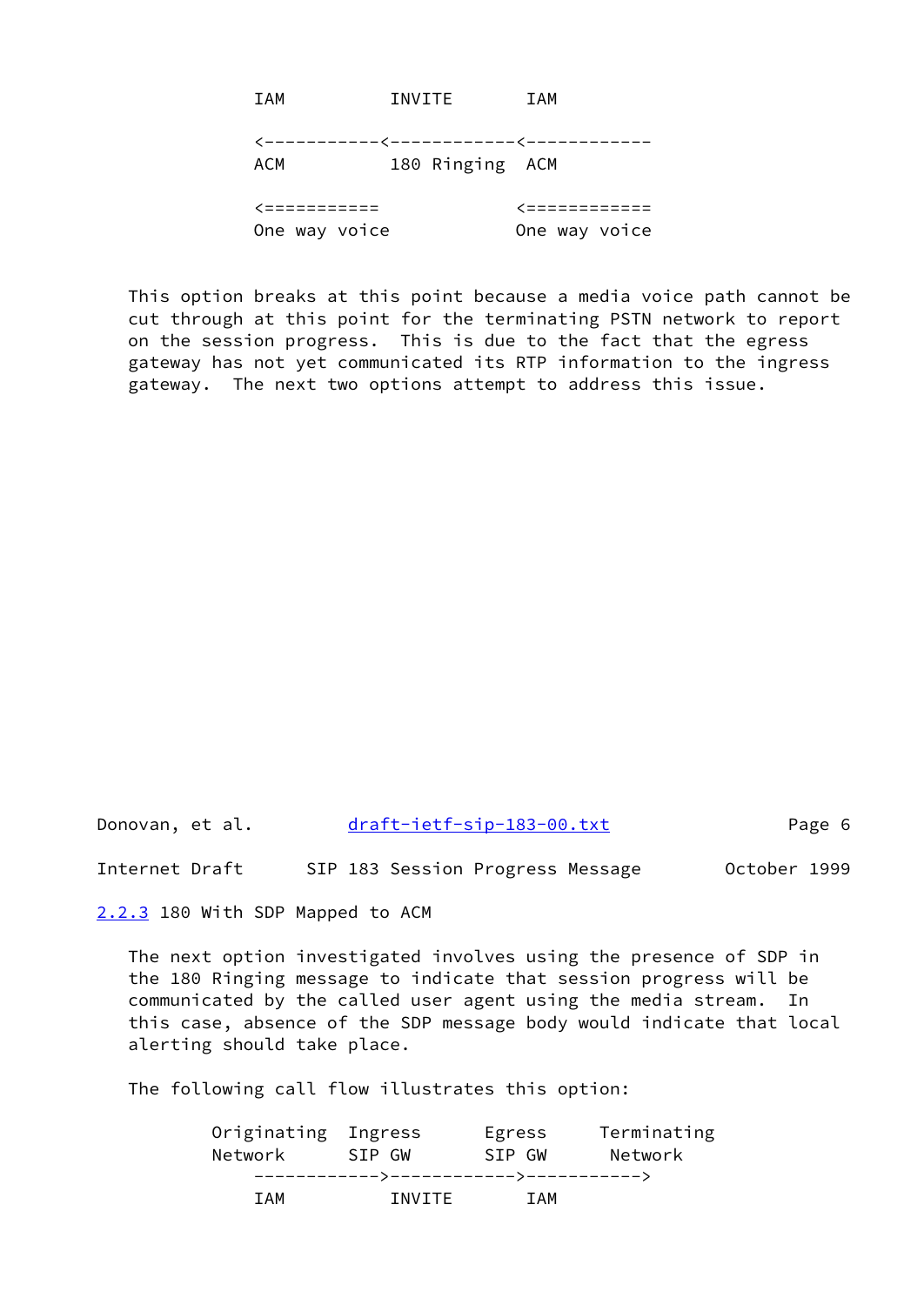```
    IAM          INVITE       IAM

    <-----------<------------<------------
    ACM          180 Ringing  ACM

    <===========             <============
    One way voice            One way voice
```

This option breaks at this point because a media voice path cannot be cut through at this point for the terminating PSTN network to report on the session progress. This is due to the fact that the egress gateway has not yet communicated its RTP information to the ingress gateway. The next two options attempt to address this issue.

### 2.2.3 180 With SDP Mapped to ACM

The next option investigated involves using the presence of SDP in the 180 Ringing message to indicate that session progress will be communicated by the called user agent using the media stream. In this case, absence of the SDP message body would indicate that local alerting should take place.

The following call flow illustrates this option:

```
Originating  Ingress      Egress     Terminating
Network      SIP GW       SIP GW      Network
    ------------>------------>----------->
    IAM          INVITE       IAM
```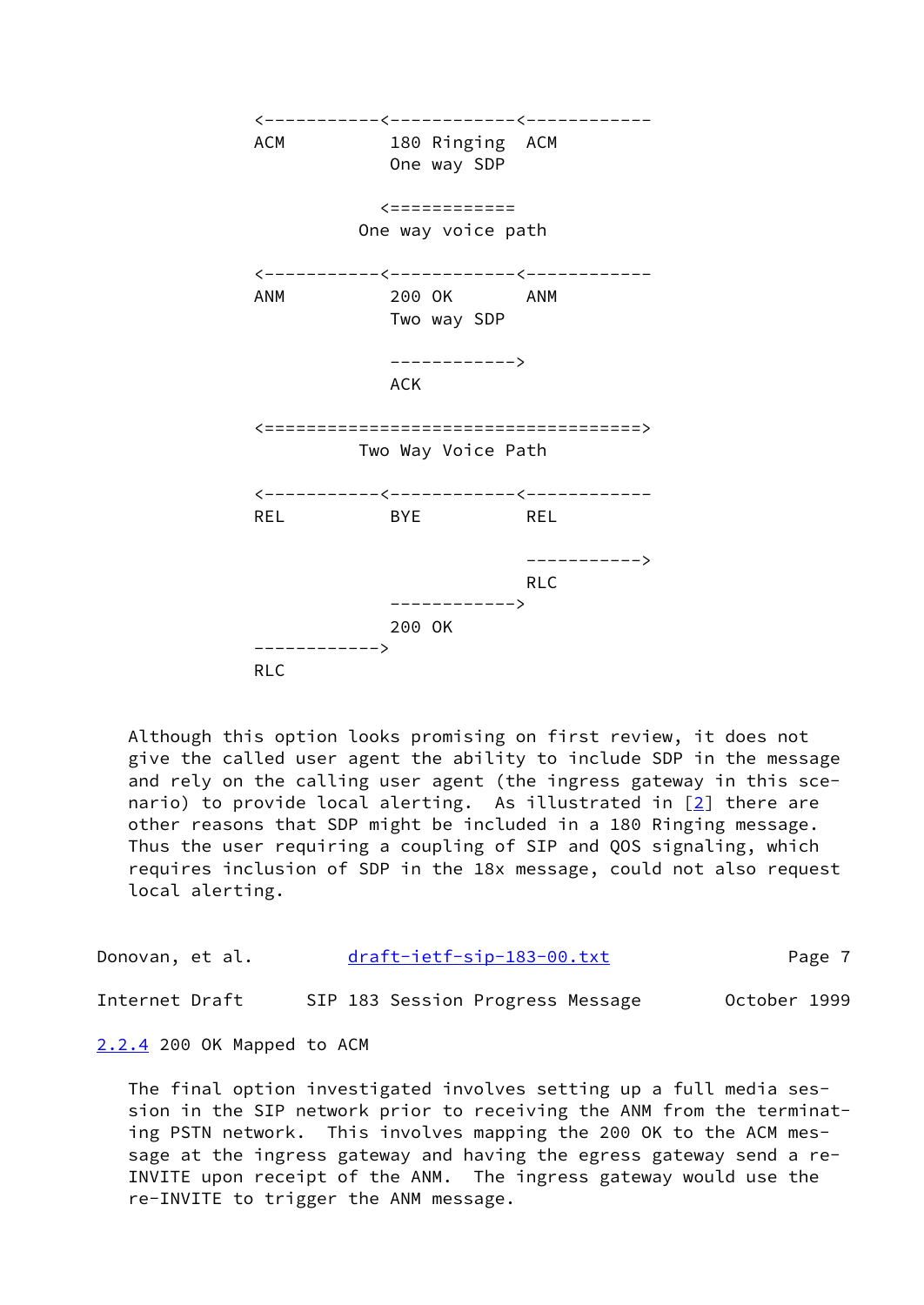```
<-----------<------------<------------
ACM          180 Ringing  ACM
             One way SDP

           <============
         One way voice path

<-----------<------------<------------
ANM          200 OK       ANM
             Two way SDP

             ------------>
             ACK

<====================================>
         Two Way Voice Path

<-----------<------------<------------
REL          BYE          REL

                          ----------->
                          RLC
             ------------>
             200 OK
------------>
RLC
```

Although this option looks promising on first review, it does not give the called user agent the ability to include SDP in the message and rely on the calling user agent (the ingress gateway in this scenario) to provide local alerting. As illustrated in [2] there are other reasons that SDP might be included in a 180 Ringing message. Thus the user requiring a coupling of SIP and QOS signaling, which requires inclusion of SDP in the 18x message, could not also request local alerting.

### 2.2.4 200 OK Mapped to ACM

The final option investigated involves setting up a full media session in the SIP network prior to receiving the ANM from the terminating PSTN network. This involves mapping the 200 OK to the ACM message at the ingress gateway and having the egress gateway send a re-INVITE upon receipt of the ANM. The ingress gateway would use the re-INVITE to trigger the ANM message.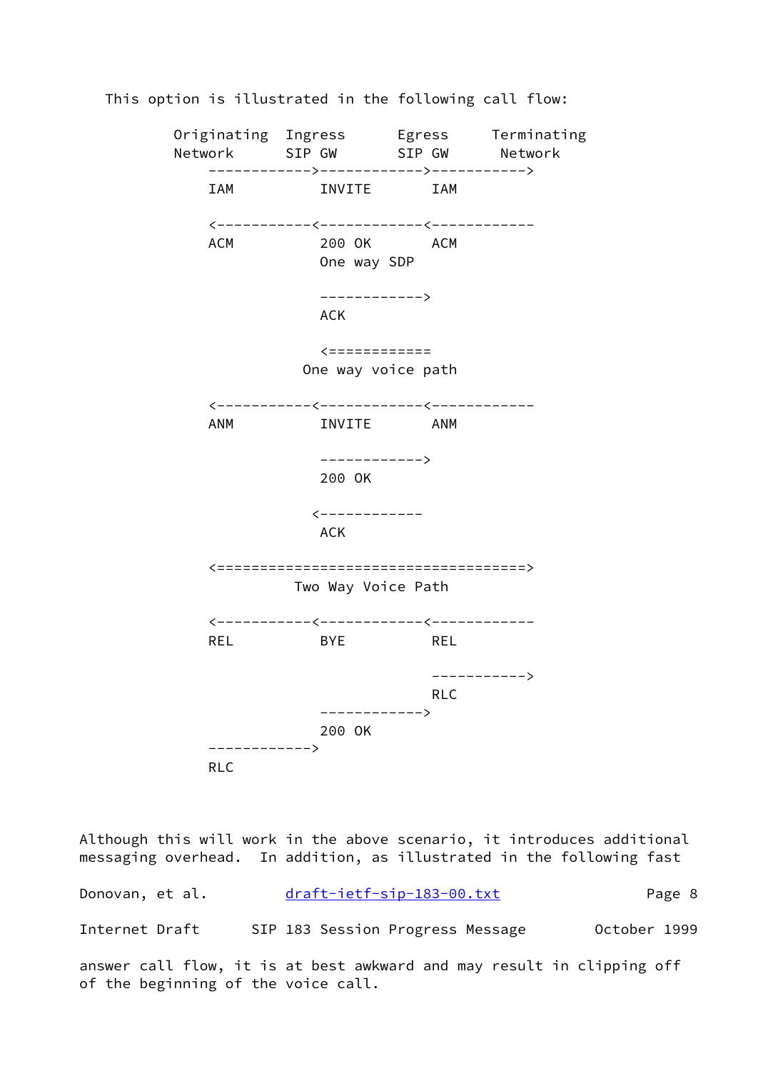This option is illustrated in the following call flow:

```
      Originating  Ingress      Egress     Terminating
      Network      SIP GW       SIP GW      Network
          ------------>------------>----------->
          IAM          INVITE       IAM

          <-----------<------------<------------
          ACM          200 OK       ACM
                       One way SDP

                       ------------>
                       ACK

                       <============
                     One way voice path

          <-----------<------------<------------
          ANM          INVITE       ANM

                       ------------>
                       200 OK

                      <------------
                       ACK

          <====================================>
                    Two Way Voice Path

          <-----------<------------<------------
          REL          BYE          REL

                                    ----------->
                                    RLC
                       ------------>
                       200 OK
          ------------>
          RLC
```

Although this will work in the above scenario, it introduces additional messaging overhead. In addition, as illustrated in the following fast answer call flow, it is at best awkward and may result in clipping off of the beginning of the voice call.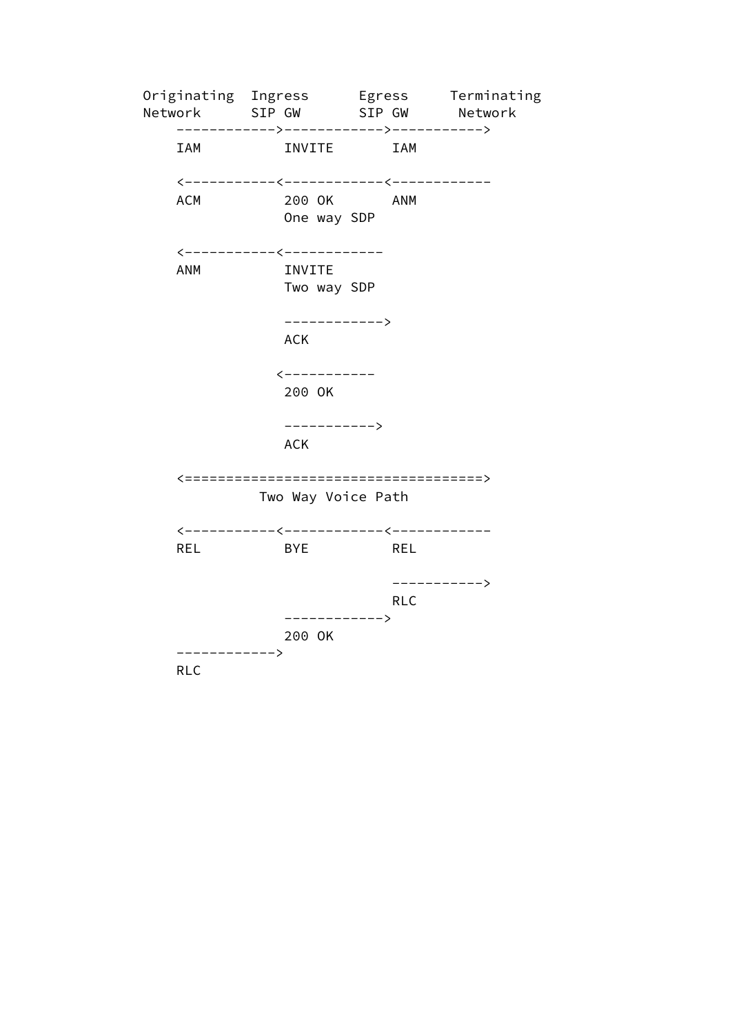```
Originating  Ingress      Egress     Terminating
Network      SIP GW       SIP GW      Network
    ------------>------------>----------->
    IAM          INVITE       IAM

    <-----------<------------<------------
    ACM          200 OK       ANM
                 One way SDP

    <-----------<------------
    ANM          INVITE
                 Two way SDP

                 ------------>
                 ACK

                <-----------
                 200 OK

                 ----------->
                 ACK

    <====================================>
              Two Way Voice Path

    <-----------<------------<------------
    REL          BYE          REL

                              ----------->
                              RLC
                 ------------>
                 200 OK
    ------------>
    RLC
```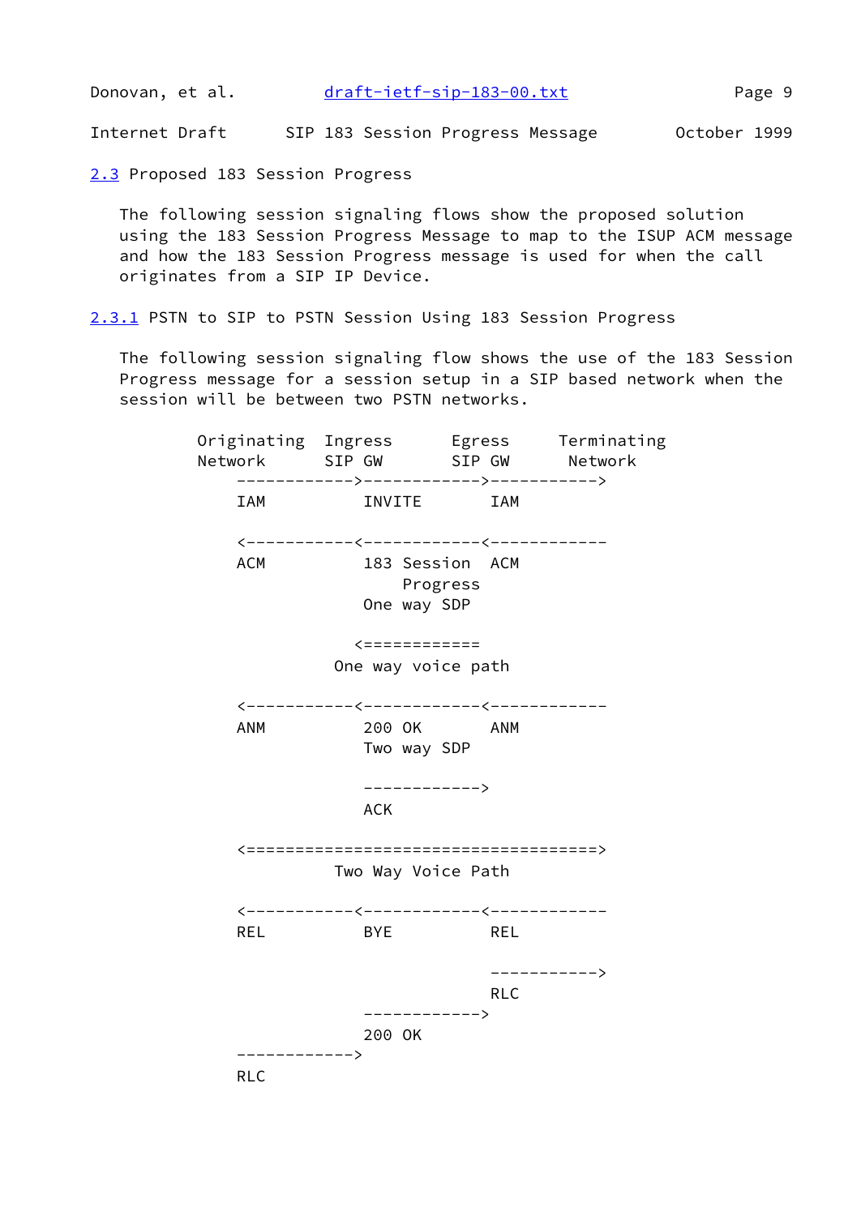## 2.3 Proposed 183 Session Progress

The following session signaling flows show the proposed solution using the 183 Session Progress Message to map to the ISUP ACM message and how the 183 Session Progress message is used for when the call originates from a SIP IP Device.

### 2.3.1 PSTN to SIP to PSTN Session Using 183 Session Progress

The following session signaling flow shows the use of the 183 Session Progress message for a session setup in a SIP based network when the session will be between two PSTN networks.

```
        Originating  Ingress      Egress     Terminating
        Network      SIP GW       SIP GW      Network
            ------------>------------>----------->
            IAM          INVITE       IAM

            <-----------<------------<------------
            ACM          183 Session  ACM
                             Progress
                         One way SDP

                        <============
                     One way voice path

            <-----------<------------<------------
            ANM          200 OK       ANM
                         Two way SDP

                         ------------>
                         ACK

            <====================================>
                     Two Way Voice Path

            <-----------<------------<------------
            REL          BYE          REL

                                      ----------->
                                      RLC
                         ------------>
                         200 OK
            ------------>
            RLC
```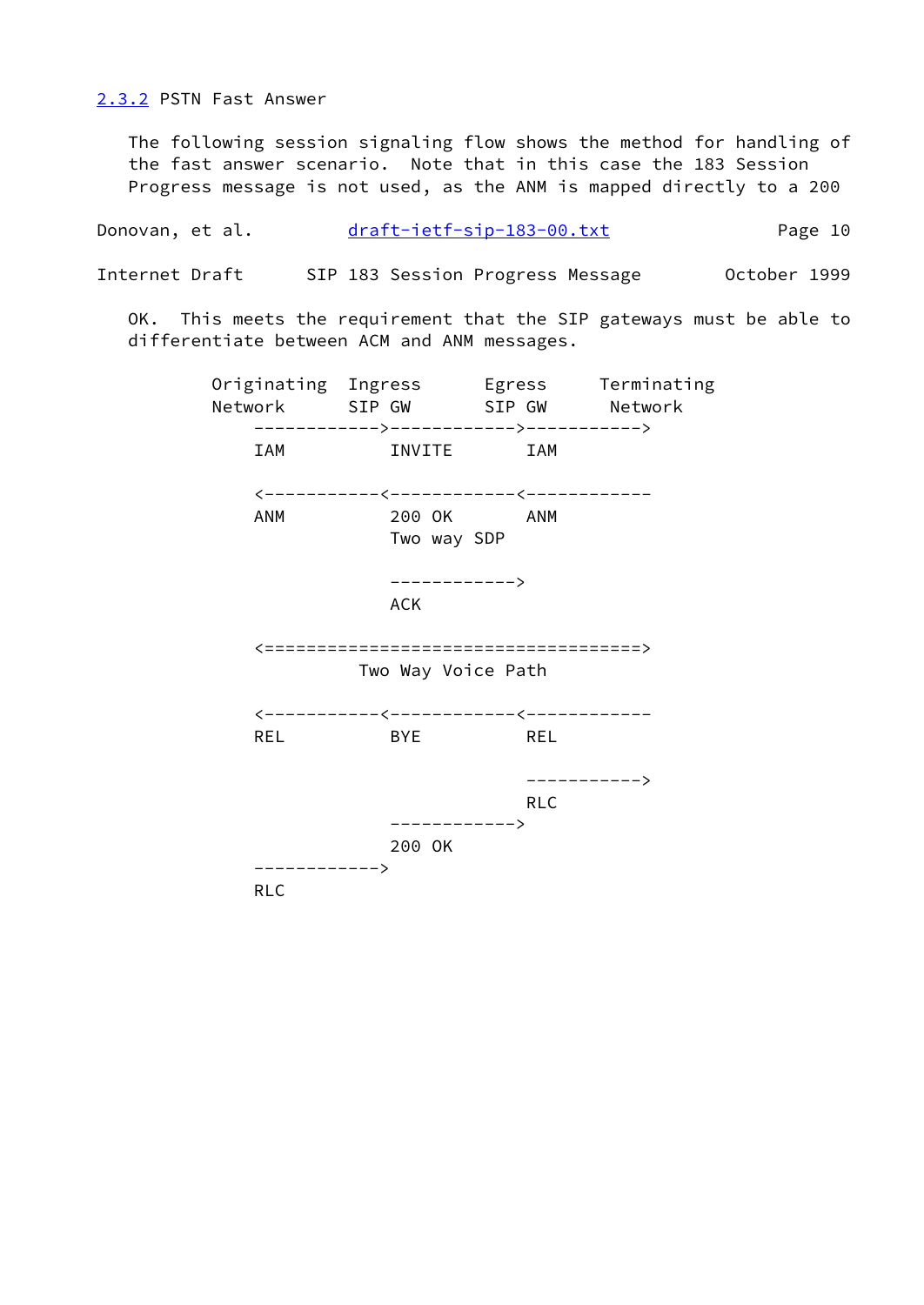### 2.3.2 PSTN Fast Answer

The following session signaling flow shows the method for handling of the fast answer scenario. Note that in this case the 183 Session Progress message is not used, as the ANM is mapped directly to a 200 OK. This meets the requirement that the SIP gateways must be able to differentiate between ACM and ANM messages.

```
        Originating  Ingress      Egress     Terminating
        Network      SIP GW       SIP GW      Network
            ------------>------------>----------->
            IAM          INVITE       IAM

            <-----------<------------<------------
            ANM          200 OK       ANM
                         Two way SDP

                         ------------>
                         ACK

            <====================================>
                     Two Way Voice Path

            <-----------<------------<------------
            REL          BYE          REL

                                      ----------->
                                      RLC
                         ------------>
                         200 OK
            ------------>
            RLC
```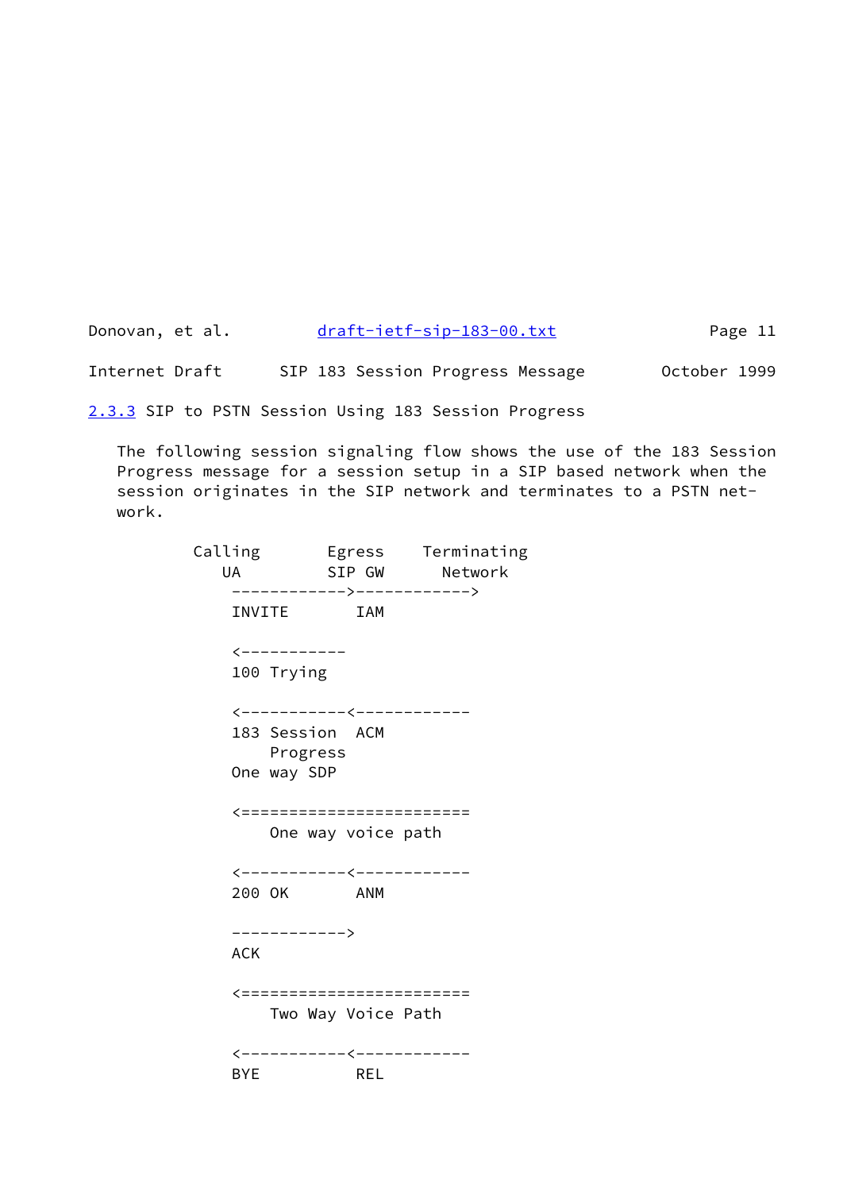### 2.3.3 SIP to PSTN Session Using 183 Session Progress

The following session signaling flow shows the use of the 183 Session Progress message for a session setup in a SIP based network when the session originates in the SIP network and terminates to a PSTN network.

```
        Calling       Egress    Terminating
           UA         SIP GW      Network
            ------------>------------>
            INVITE       IAM

            <-----------
            100 Trying

            <-----------<------------
            183 Session  ACM
                Progress
            One way SDP

            <========================
                One way voice path

            <-----------<------------
            200 OK       ANM

            ------------>
            ACK

            <========================
                Two Way Voice Path

            <-----------<------------
            BYE          REL
```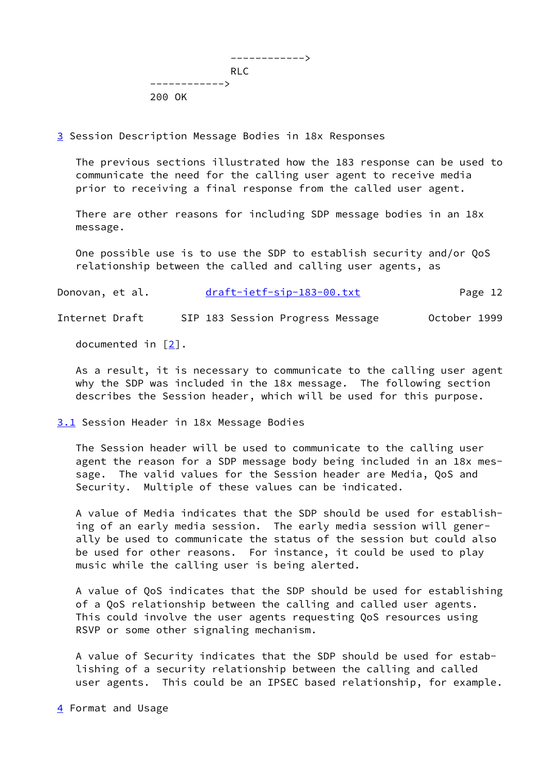```
                          ------------>
                          RLC
              ------------>
              200 OK
```

## 3 Session Description Message Bodies in 18x Responses

The previous sections illustrated how the 183 response can be used to communicate the need for the calling user agent to receive media prior to receiving a final response from the called user agent.

There are other reasons for including SDP message bodies in an 18x message.

One possible use is to use the SDP to establish security and/or QoS relationship between the called and calling user agents, as documented in [2].

As a result, it is necessary to communicate to the calling user agent why the SDP was included in the 18x message. The following section describes the Session header, which will be used for this purpose.

### 3.1 Session Header in 18x Message Bodies

The Session header will be used to communicate to the calling user agent the reason for a SDP message body being included in an 18x message. The valid values for the Session header are Media, QoS and Security. Multiple of these values can be indicated.

A value of Media indicates that the SDP should be used for establishing of an early media session. The early media session will generally be used to communicate the status of the session but could also be used for other reasons. For instance, it could be used to play music while the calling user is being alerted.

A value of QoS indicates that the SDP should be used for establishing of a QoS relationship between the calling and called user agents. This could involve the user agents requesting QoS resources using RSVP or some other signaling mechanism.

A value of Security indicates that the SDP should be used for establishing of a security relationship between the calling and called user agents. This could be an IPSEC based relationship, for example.

## 4 Format and Usage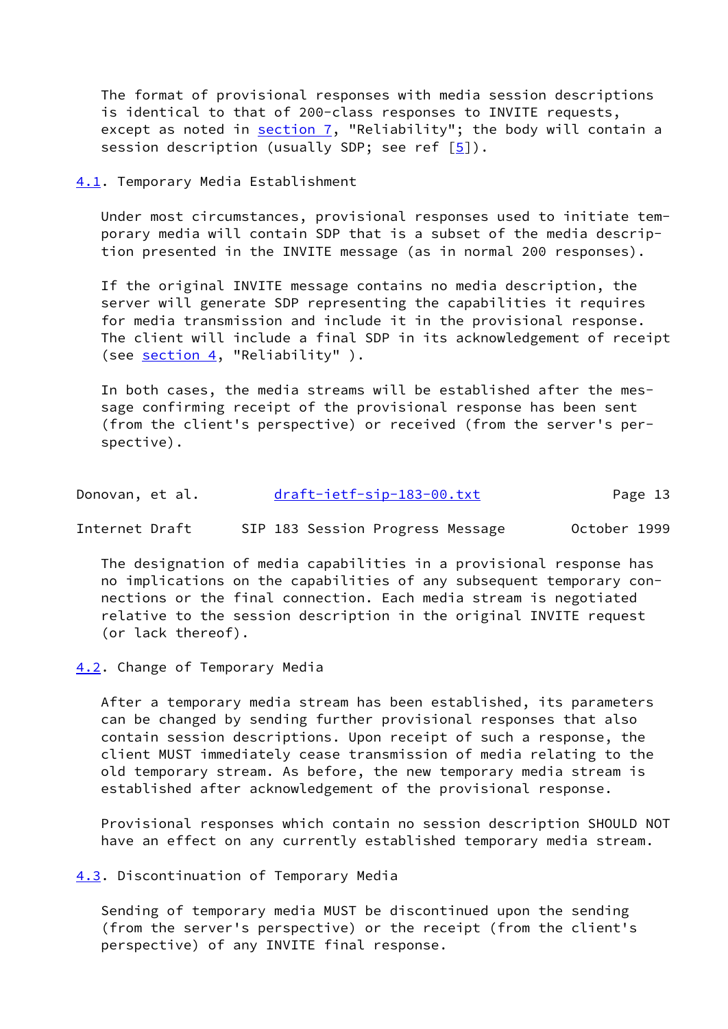The format of provisional responses with media session descriptions is identical to that of 200-class responses to INVITE requests, except as noted in section 7, "Reliability"; the body will contain a session description (usually SDP; see ref [5]).

## 4.1. Temporary Media Establishment

Under most circumstances, provisional responses used to initiate temporary media will contain SDP that is a subset of the media description presented in the INVITE message (as in normal 200 responses).

If the original INVITE message contains no media description, the server will generate SDP representing the capabilities it requires for media transmission and include it in the provisional response. The client will include a final SDP in its acknowledgement of receipt (see section 4, "Reliability" ).

In both cases, the media streams will be established after the message confirming receipt of the provisional response has been sent (from the client's perspective) or received (from the server's perspective).

The designation of media capabilities in a provisional response has no implications on the capabilities of any subsequent temporary connections or the final connection. Each media stream is negotiated relative to the session description in the original INVITE request (or lack thereof).

## 4.2. Change of Temporary Media

After a temporary media stream has been established, its parameters can be changed by sending further provisional responses that also contain session descriptions. Upon receipt of such a response, the client MUST immediately cease transmission of media relating to the old temporary stream. As before, the new temporary media stream is established after acknowledgement of the provisional response.

Provisional responses which contain no session description SHOULD NOT have an effect on any currently established temporary media stream.

## 4.3. Discontinuation of Temporary Media

Sending of temporary media MUST be discontinued upon the sending (from the server's perspective) or the receipt (from the client's perspective) of any INVITE final response.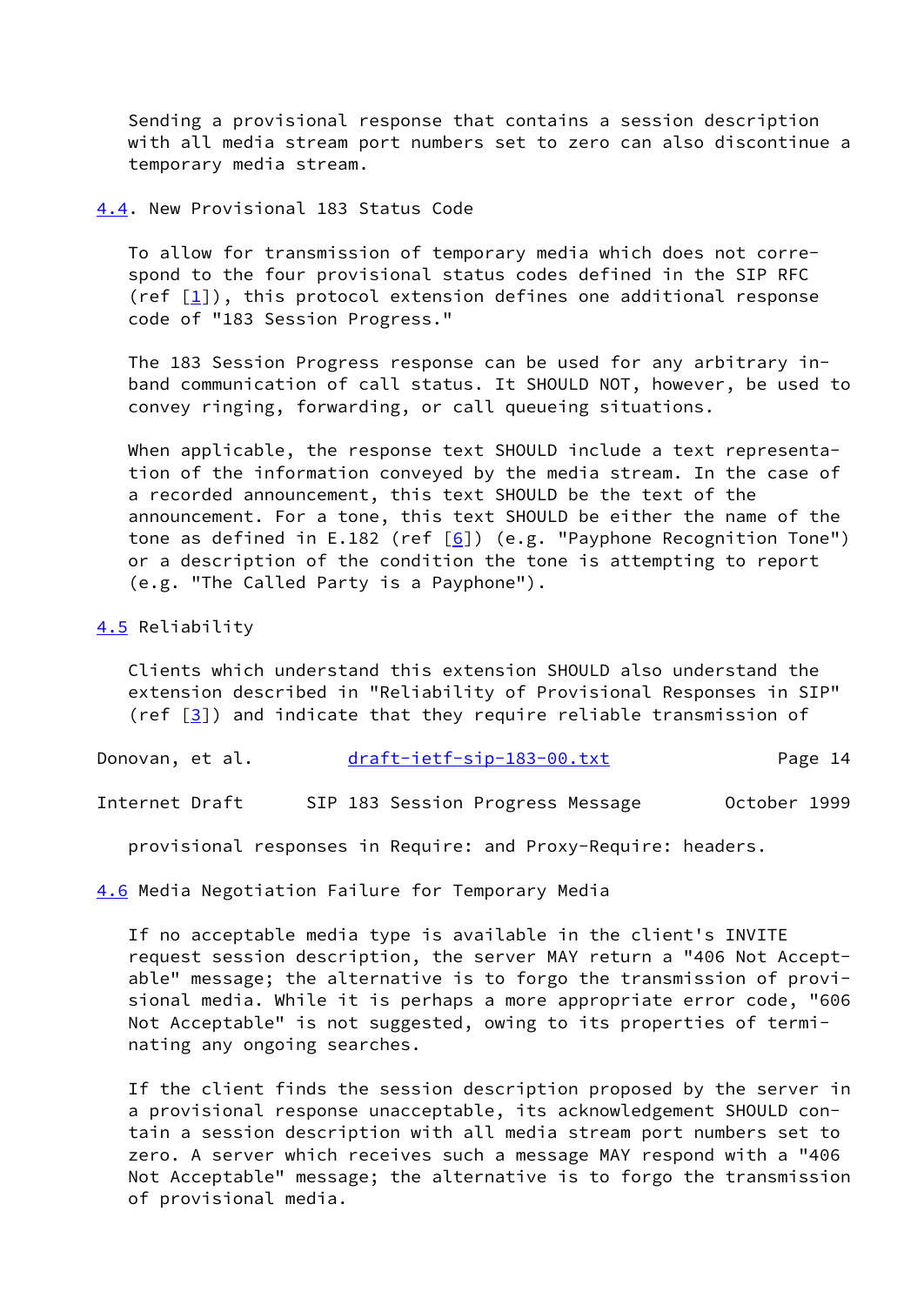Sending a provisional response that contains a session description with all media stream port numbers set to zero can also discontinue a temporary media stream.

### 4.4. New Provisional 183 Status Code

To allow for transmission of temporary media which does not correspond to the four provisional status codes defined in the SIP RFC (ref [1]), this protocol extension defines one additional response code of "183 Session Progress."

The 183 Session Progress response can be used for any arbitrary in-band communication of call status. It SHOULD NOT, however, be used to convey ringing, forwarding, or call queueing situations.

When applicable, the response text SHOULD include a text representation of the information conveyed by the media stream. In the case of a recorded announcement, this text SHOULD be the text of the announcement. For a tone, this text SHOULD be either the name of the tone as defined in E.182 (ref [6]) (e.g. "Payphone Recognition Tone") or a description of the condition the tone is attempting to report (e.g. "The Called Party is a Payphone").

### 4.5 Reliability

Clients which understand this extension SHOULD also understand the extension described in "Reliability of Provisional Responses in SIP" (ref [3]) and indicate that they require reliable transmission of provisional responses in Require: and Proxy-Require: headers.

### 4.6 Media Negotiation Failure for Temporary Media

If no acceptable media type is available in the client's INVITE request session description, the server MAY return a "406 Not Acceptable" message; the alternative is to forgo the transmission of provisional media. While it is perhaps a more appropriate error code, "606 Not Acceptable" is not suggested, owing to its properties of terminating any ongoing searches.

If the client finds the session description proposed by the server in a provisional response unacceptable, its acknowledgement SHOULD contain a session description with all media stream port numbers set to zero. A server which receives such a message MAY respond with a "406 Not Acceptable" message; the alternative is to forgo the transmission of provisional media.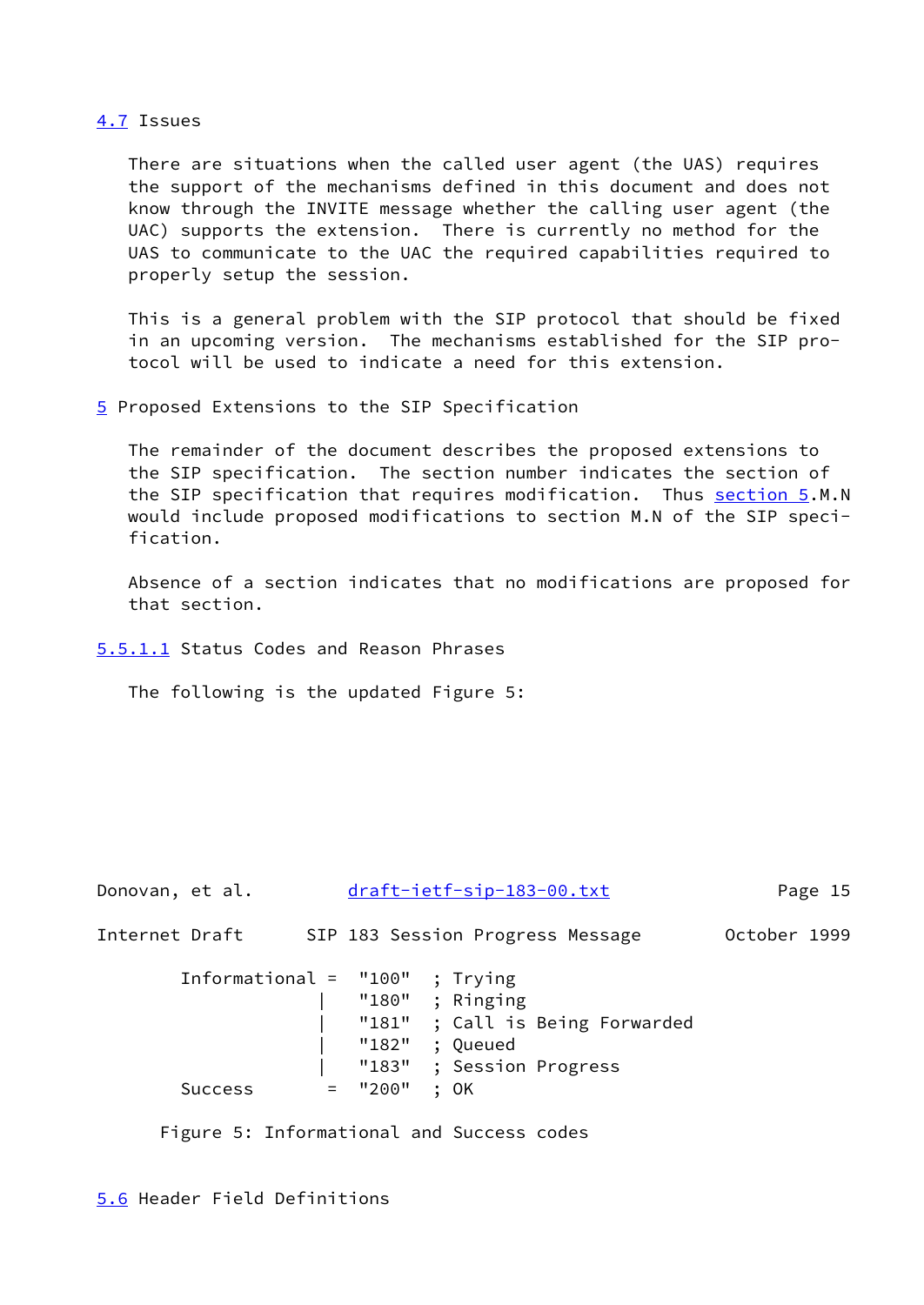## 4.7 Issues

There are situations when the called user agent (the UAS) requires the support of the mechanisms defined in this document and does not know through the INVITE message whether the calling user agent (the UAC) supports the extension. There is currently no method for the UAS to communicate to the UAC the required capabilities required to properly setup the session.

This is a general problem with the SIP protocol that should be fixed in an upcoming version. The mechanisms established for the SIP protocol will be used to indicate a need for this extension.

# 5 Proposed Extensions to the SIP Specification

The remainder of the document describes the proposed extensions to the SIP specification. The section number indicates the section of the SIP specification that requires modification. Thus section 5.M.N would include proposed modifications to section M.N of the SIP specification.

Absence of a section indicates that no modifications are proposed for that section.

#### 5.5.1.1 Status Codes and Reason Phrases

The following is the updated Figure 5:

```
        Informational =  "100"  ; Trying
                     |    "180"  ; Ringing
                     |    "181"  ; Call is Being Forwarded
                     |    "182"  ; Queued
                     |    "183"  ; Session Progress
        Success       =  "200"  ; OK
```

Figure 5: Informational and Success codes

## 5.6 Header Field Definitions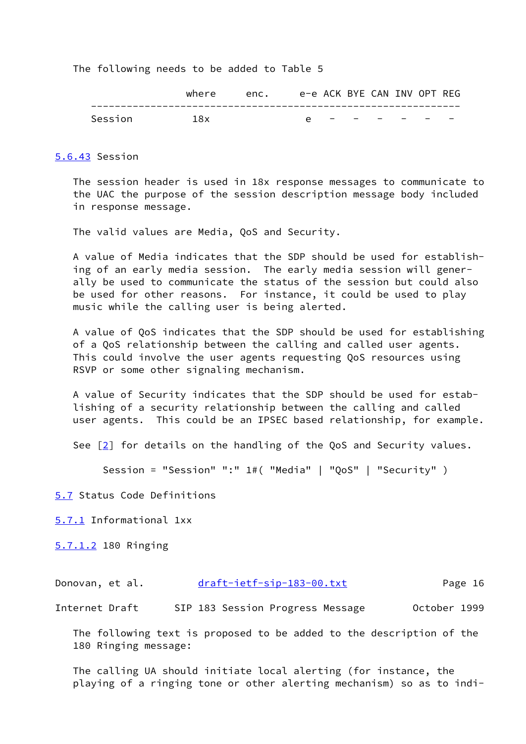The following needs to be added to Table 5

| | where | enc. | e-e | ACK | BYE | CAN | INV | OPT | REG |
|---|---|---|---|---|---|---|---|---|---|
| Session | 18x | | e | - | - | - | - | - | - |

### 5.6.43 Session

The session header is used in 18x response messages to communicate to the UAC the purpose of the session description message body included in response message.

The valid values are Media, QoS and Security.

A value of Media indicates that the SDP should be used for establishing of an early media session. The early media session will generally be used to communicate the status of the session but could also be used for other reasons. For instance, it could be used to play music while the calling user is being alerted.

A value of QoS indicates that the SDP should be used for establishing of a QoS relationship between the calling and called user agents. This could involve the user agents requesting QoS resources using RSVP or some other signaling mechanism.

A value of Security indicates that the SDP should be used for establishing of a security relationship between the calling and called user agents. This could be an IPSEC based relationship, for example.

See [2] for details on the handling of the QoS and Security values.

```
Session = "Session" ":" 1#( "Media" | "QoS" | "Security" )
```

## 5.7 Status Code Definitions

### 5.7.1 Informational 1xx

#### 5.7.1.2 180 Ringing

The following text is proposed to be added to the description of the 180 Ringing message:

The calling UA should initiate local alerting (for instance, the playing of a ringing tone or other alerting mechanism) so as to indi-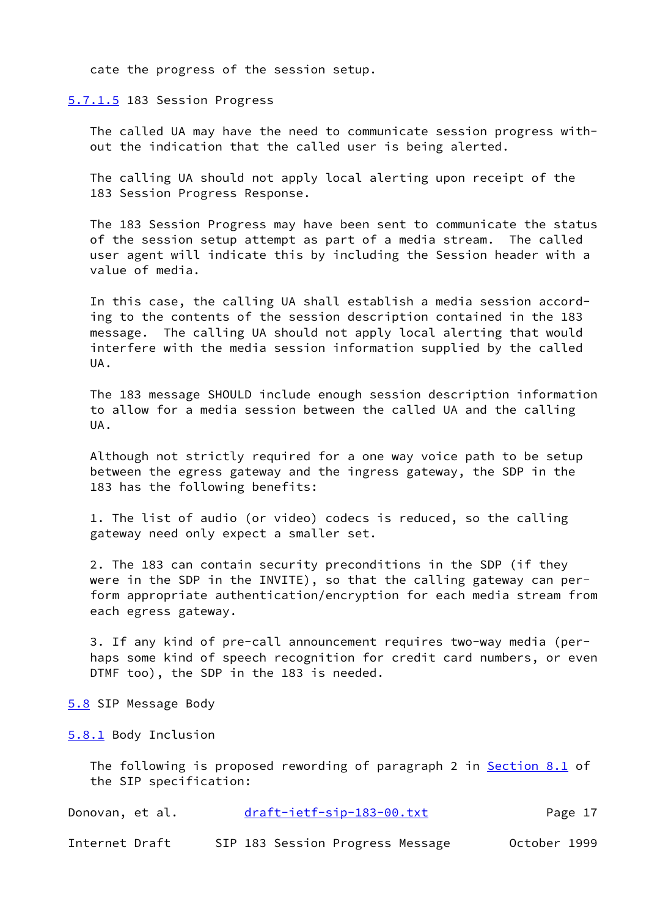cate the progress of the session setup.

#### 5.7.1.5 183 Session Progress

The called UA may have the need to communicate session progress without the indication that the called user is being alerted.

The calling UA should not apply local alerting upon receipt of the 183 Session Progress Response.

The 183 Session Progress may have been sent to communicate the status of the session setup attempt as part of a media stream. The called user agent will indicate this by including the Session header with a value of media.

In this case, the calling UA shall establish a media session according to the contents of the session description contained in the 183 message. The calling UA should not apply local alerting that would interfere with the media session information supplied by the called UA.

The 183 message SHOULD include enough session description information to allow for a media session between the called UA and the calling UA.

Although not strictly required for a one way voice path to be setup between the egress gateway and the ingress gateway, the SDP in the 183 has the following benefits:

1. The list of audio (or video) codecs is reduced, so the calling gateway need only expect a smaller set.

2. The 183 can contain security preconditions in the SDP (if they were in the SDP in the INVITE), so that the calling gateway can perform appropriate authentication/encryption for each media stream from each egress gateway.

3. If any kind of pre-call announcement requires two-way media (perhaps some kind of speech recognition for credit card numbers, or even DTMF too), the SDP in the 183 is needed.

## 5.8 SIP Message Body

### 5.8.1 Body Inclusion

The following is proposed rewording of paragraph 2 in Section 8.1 of the SIP specification: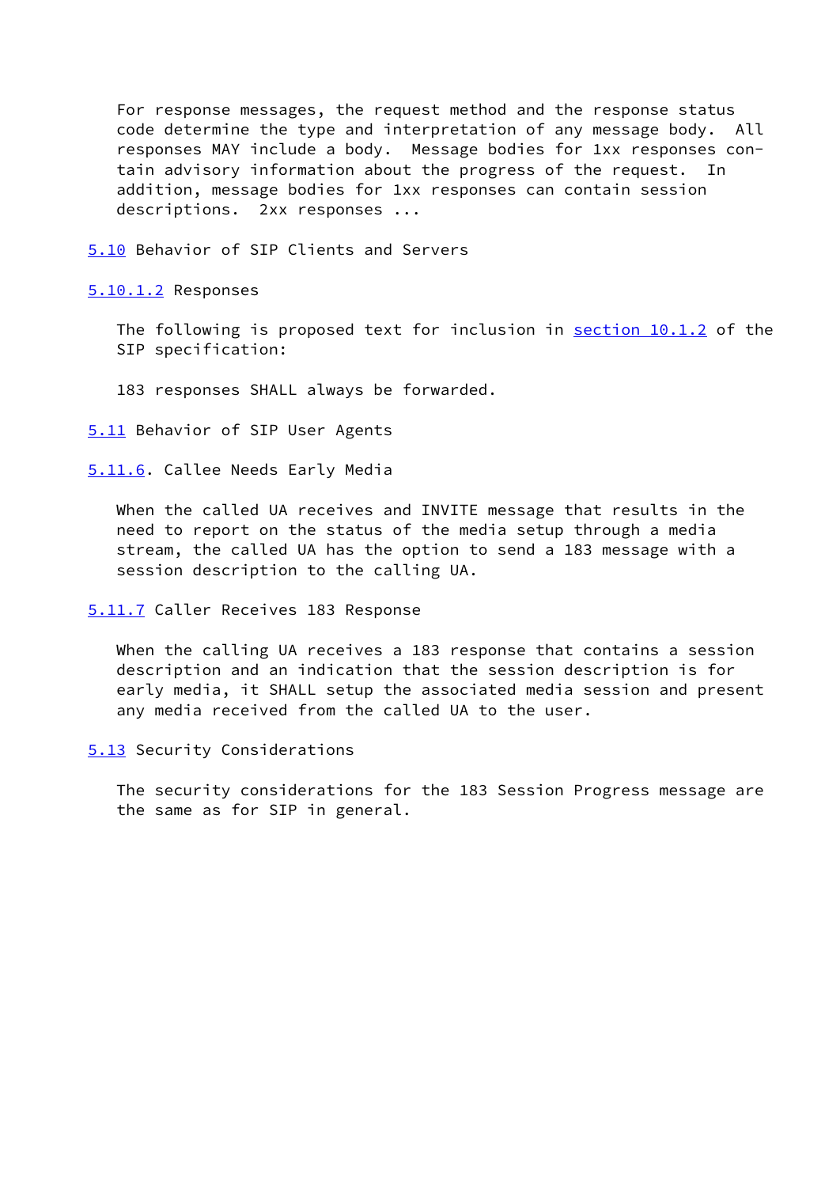For response messages, the request method and the response status code determine the type and interpretation of any message body. All responses MAY include a body. Message bodies for 1xx responses contain advisory information about the progress of the request. In addition, message bodies for 1xx responses can contain session descriptions. 2xx responses ...

## 5.10 Behavior of SIP Clients and Servers

### 5.10.1.2 Responses

The following is proposed text for inclusion in section 10.1.2 of the SIP specification:

183 responses SHALL always be forwarded.

## 5.11 Behavior of SIP User Agents

### 5.11.6. Callee Needs Early Media

When the called UA receives and INVITE message that results in the need to report on the status of the media setup through a media stream, the called UA has the option to send a 183 message with a session description to the calling UA.

### 5.11.7 Caller Receives 183 Response

When the calling UA receives a 183 response that contains a session description and an indication that the session description is for early media, it SHALL setup the associated media session and present any media received from the called UA to the user.

## 5.13 Security Considerations

The security considerations for the 183 Session Progress message are the same as for SIP in general.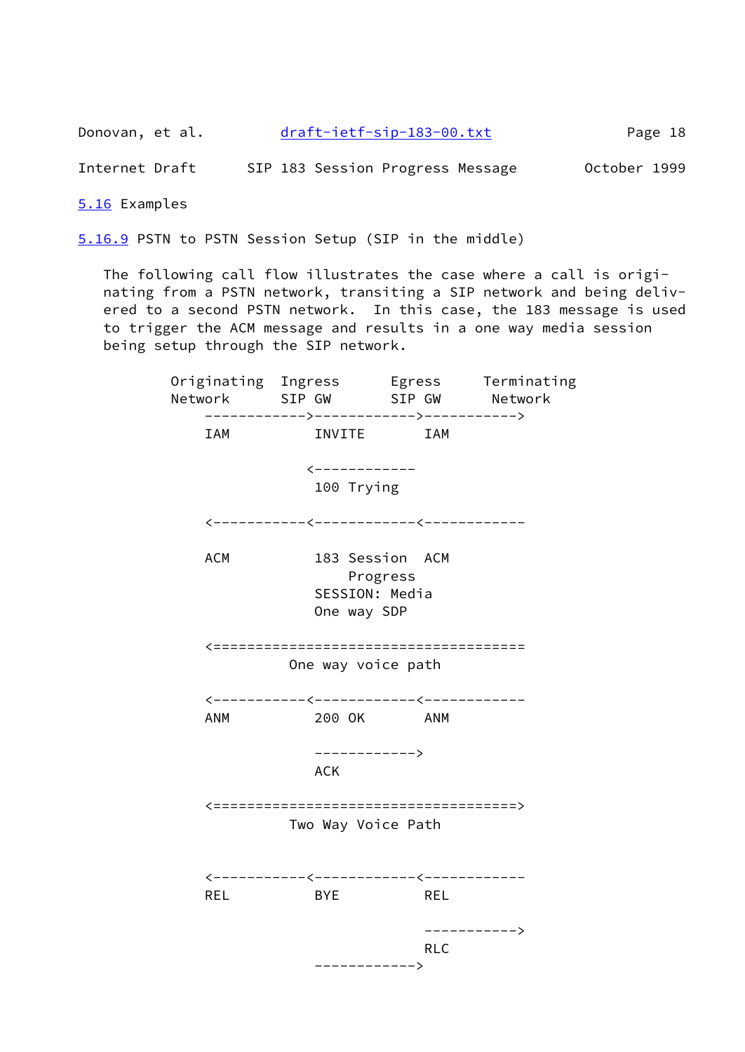## 5.16 Examples

### 5.16.9 PSTN to PSTN Session Setup (SIP in the middle)

The following call flow illustrates the case where a call is originating from a PSTN network, transiting a SIP network and being delivered to a second PSTN network. In this case, the 183 message is used to trigger the ACM message and results in a one way media session being setup through the SIP network.

```
Originating  Ingress      Egress     Terminating
Network      SIP GW       SIP GW      Network
    ------------>------------>----------->
    IAM          INVITE       IAM

                <------------
                 100 Trying

    <-----------<------------<------------

    ACM          183 Session  ACM
                     Progress
                 SESSION: Media
                 One way SDP

    <=====================================
             One way voice path

    <-----------<------------<------------
    ANM          200 OK       ANM

                 ------------>
                 ACK

    <====================================>
             Two Way Voice Path


    <-----------<------------<------------
    REL          BYE          REL

                              ----------->
                              RLC
                 ------------>
```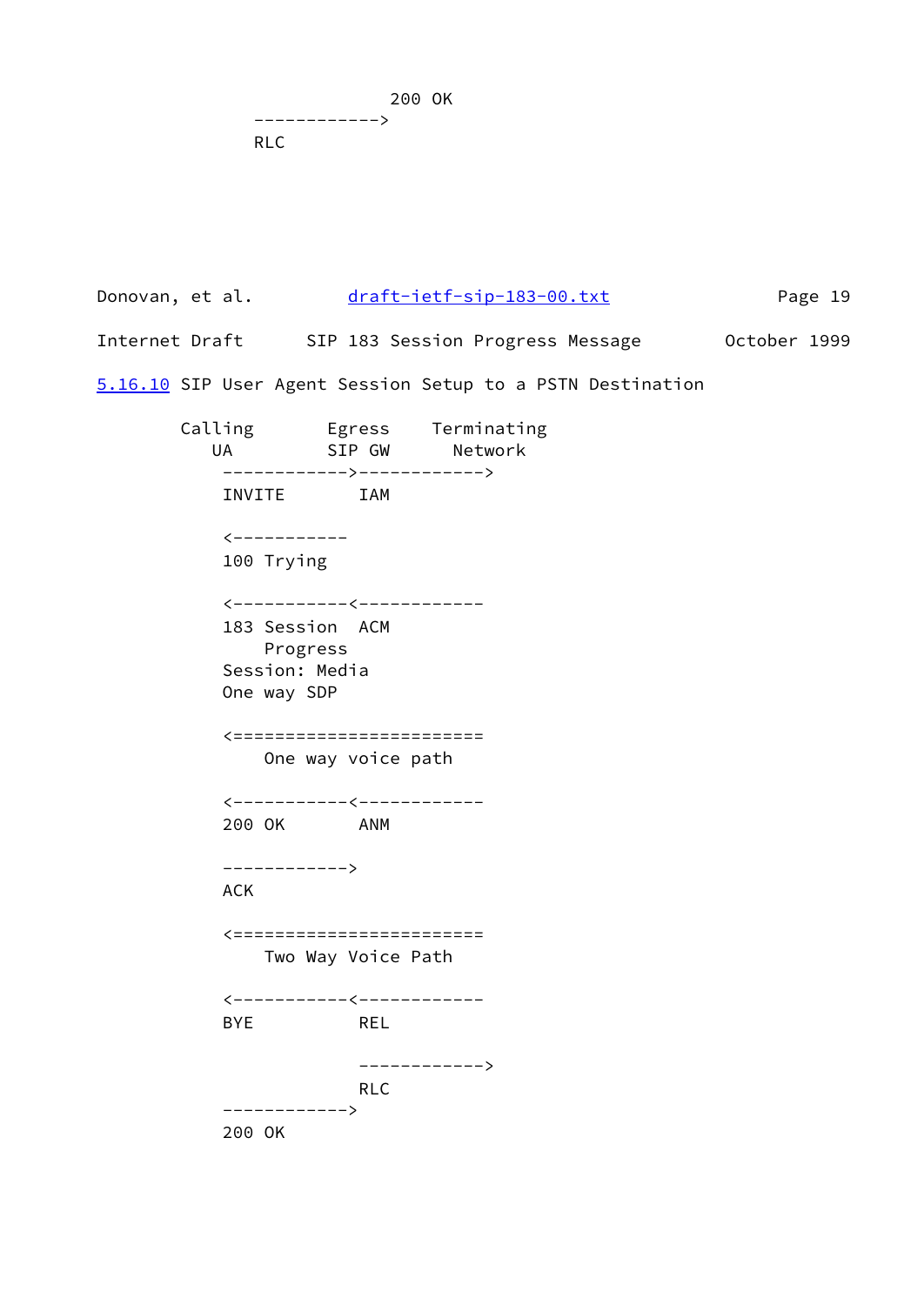```
                    200 OK
                ------------>
                RLC
```

5.16.10 SIP User Agent Session Setup to a PSTN Destination

```
        Calling       Egress    Terminating
           UA         SIP GW      Network
            ------------>------------>
            INVITE       IAM

            <-----------
            100 Trying

            <-----------<------------
            183 Session  ACM
                Progress
            Session: Media
            One way SDP

            <=======================
                One way voice path

            <-----------<------------
            200 OK       ANM

            ------------>
            ACK

            <=======================
                Two Way Voice Path

            <-----------<------------
            BYE          REL

                         ------------>
                         RLC
            ------------>
            200 OK
```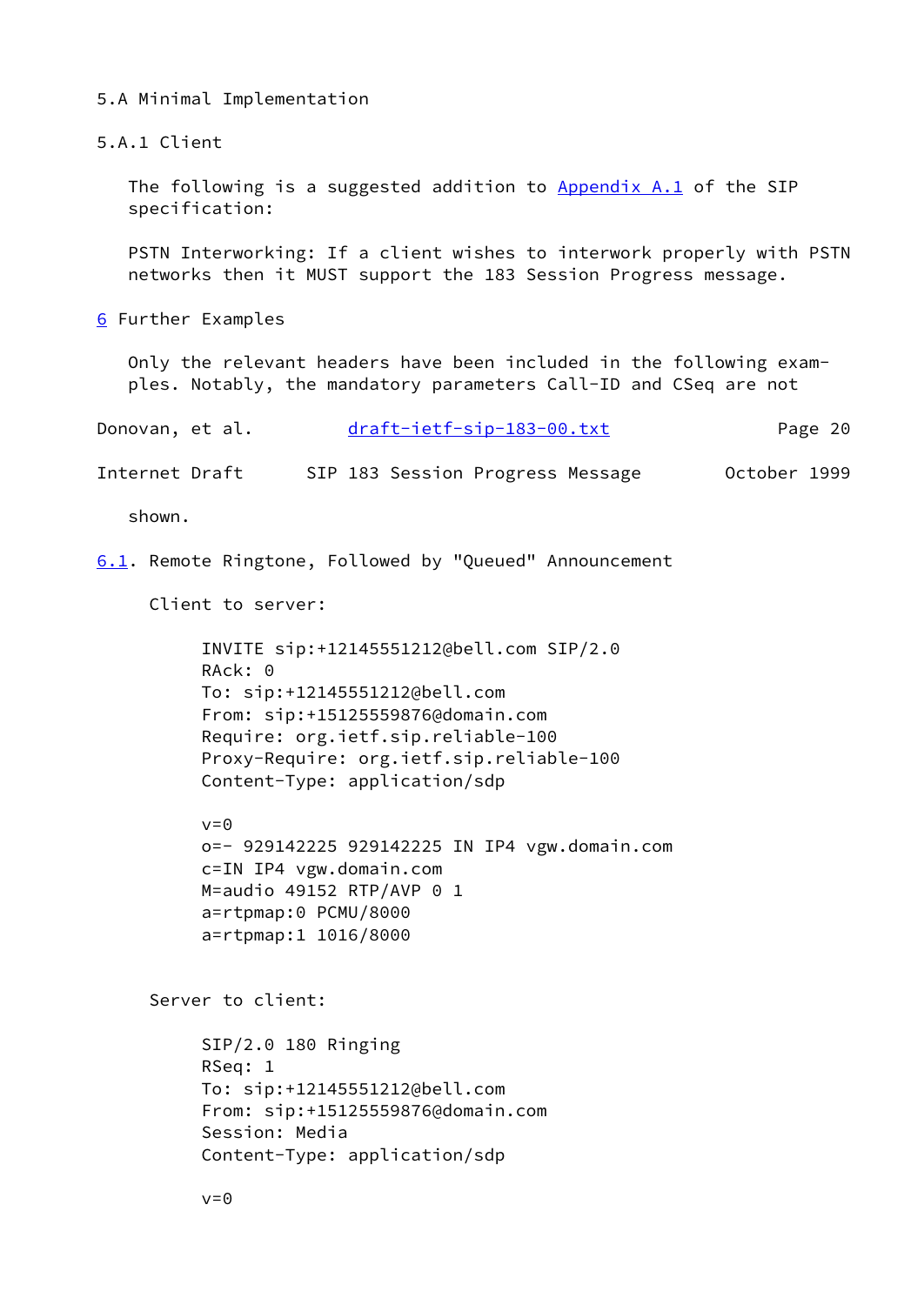### 5.A Minimal Implementation

#### 5.A.1 Client

The following is a suggested addition to Appendix A.1 of the SIP specification:

PSTN Interworking: If a client wishes to interwork properly with PSTN networks then it MUST support the 183 Session Progress message.

## 6 Further Examples

Only the relevant headers have been included in the following examples. Notably, the mandatory parameters Call-ID and CSeq are not shown.

### 6.1. Remote Ringtone, Followed by "Queued" Announcement

Client to server:

```
INVITE sip:+12145551212@bell.com SIP/2.0
RAck: 0
To: sip:+12145551212@bell.com
From: sip:+15125559876@domain.com
Require: org.ietf.sip.reliable-100
Proxy-Require: org.ietf.sip.reliable-100
Content-Type: application/sdp

v=0
o=- 929142225 929142225 IN IP4 vgw.domain.com
c=IN IP4 vgw.domain.com
M=audio 49152 RTP/AVP 0 1
a=rtpmap:0 PCMU/8000
a=rtpmap:1 1016/8000
```

Server to client:

```
SIP/2.0 180 Ringing
RSeq: 1
To: sip:+12145551212@bell.com
From: sip:+15125559876@domain.com
Session: Media
Content-Type: application/sdp

v=0
```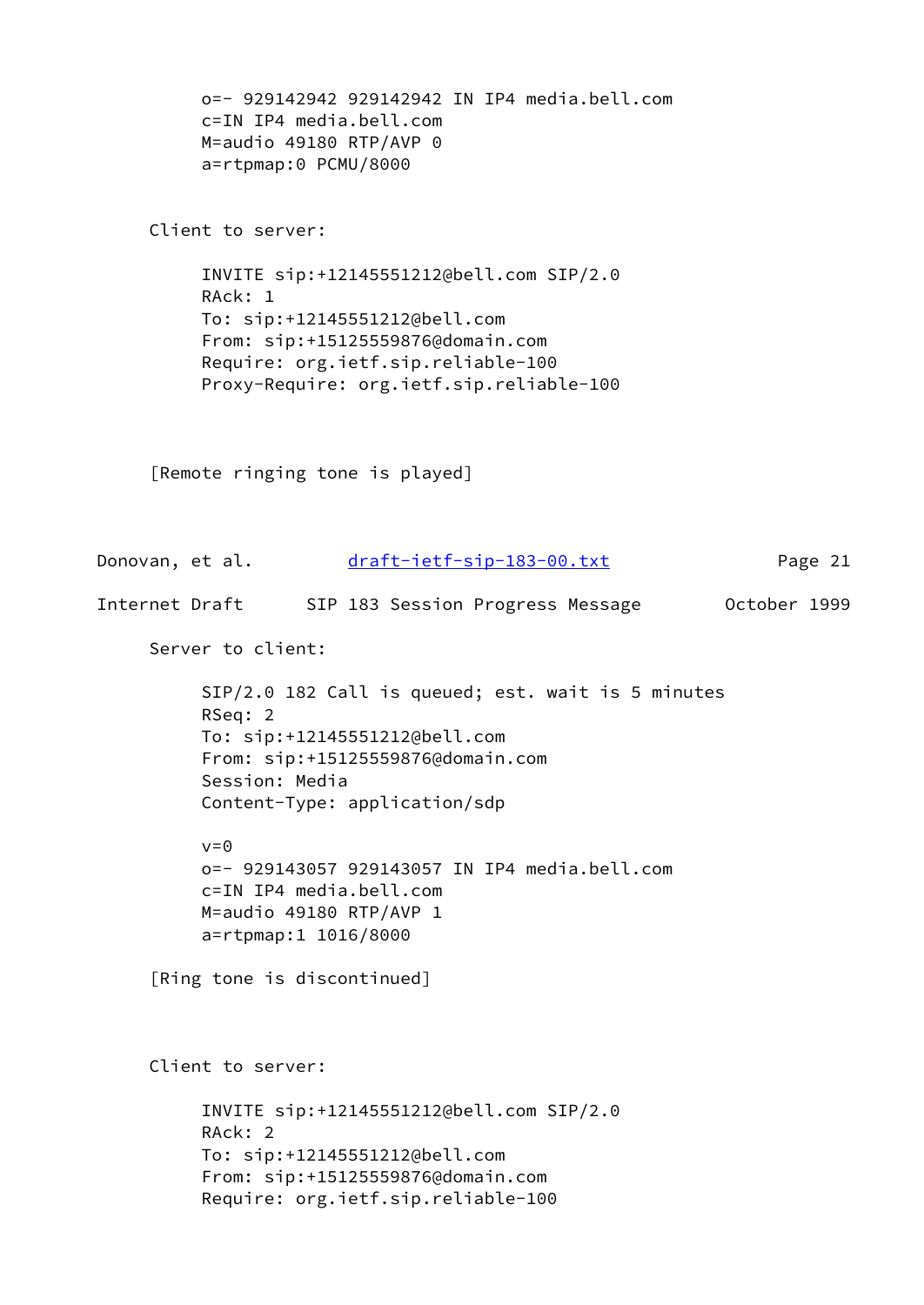```
     o=- 929142942 929142942 IN IP4 media.bell.com
     c=IN IP4 media.bell.com
     M=audio 49180 RTP/AVP 0
     a=rtpmap:0 PCMU/8000
```

Client to server:

```
     INVITE sip:+12145551212@bell.com SIP/2.0
     RAck: 1
     To: sip:+12145551212@bell.com
     From: sip:+15125559876@domain.com
     Require: org.ietf.sip.reliable-100
     Proxy-Require: org.ietf.sip.reliable-100
```

[Remote ringing tone is played]

Server to client:

```
     SIP/2.0 182 Call is queued; est. wait is 5 minutes
     RSeq: 2
     To: sip:+12145551212@bell.com
     From: sip:+15125559876@domain.com
     Session: Media
     Content-Type: application/sdp

     v=0
     o=- 929143057 929143057 IN IP4 media.bell.com
     c=IN IP4 media.bell.com
     M=audio 49180 RTP/AVP 1
     a=rtpmap:1 1016/8000
```

[Ring tone is discontinued]

Client to server:

```
     INVITE sip:+12145551212@bell.com SIP/2.0
     RAck: 2
     To: sip:+12145551212@bell.com
     From: sip:+15125559876@domain.com
     Require: org.ietf.sip.reliable-100
```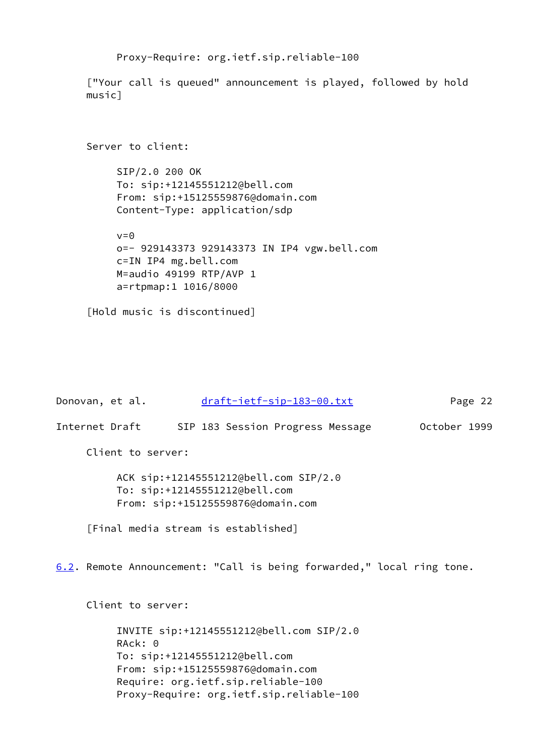```
Proxy-Require: org.ietf.sip.reliable-100
```

["Your call is queued" announcement is played, followed by hold music]

Server to client:

```
SIP/2.0 200 OK
To: sip:+12145551212@bell.com
From: sip:+15125559876@domain.com
Content-Type: application/sdp

v=0
o=- 929143373 929143373 IN IP4 vgw.bell.com
c=IN IP4 mg.bell.com
M=audio 49199 RTP/AVP 1
a=rtpmap:1 1016/8000
```

[Hold music is discontinued]

Client to server:

```
ACK sip:+12145551212@bell.com SIP/2.0
To: sip:+12145551212@bell.com
From: sip:+15125559876@domain.com
```

[Final media stream is established]

## 6.2. Remote Announcement: "Call is being forwarded," local ring tone.

Client to server:

```
INVITE sip:+12145551212@bell.com SIP/2.0
RAck: 0
To: sip:+12145551212@bell.com
From: sip:+15125559876@domain.com
Require: org.ietf.sip.reliable-100
Proxy-Require: org.ietf.sip.reliable-100
```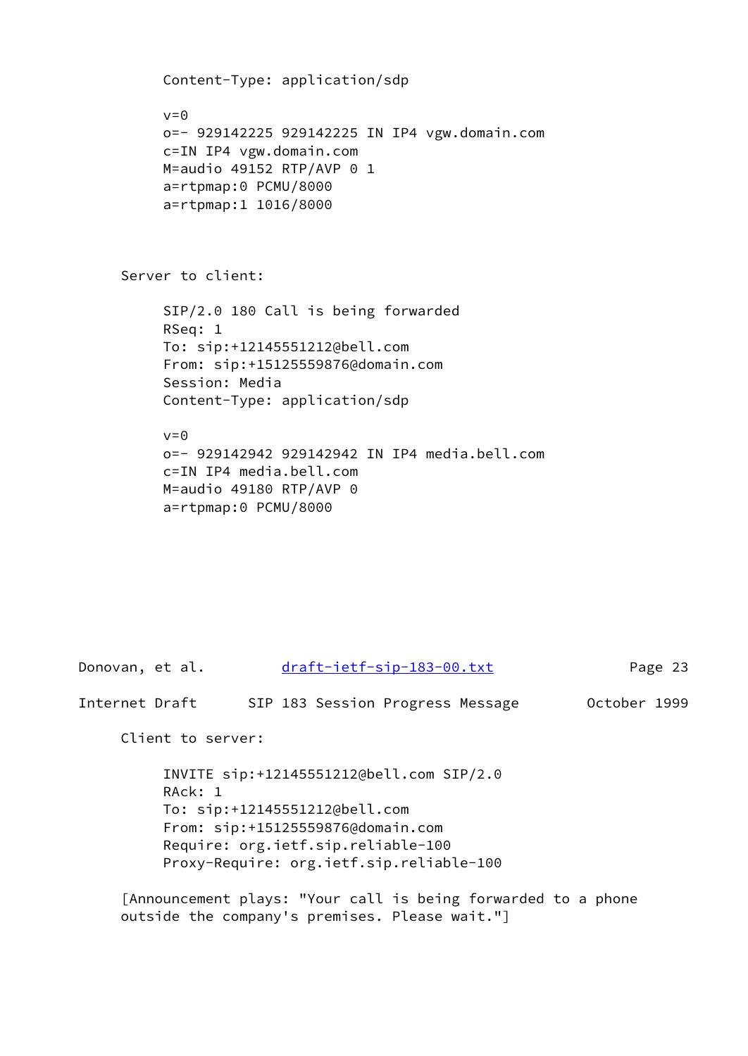```
Content-Type: application/sdp

v=0
o=- 929142225 929142225 IN IP4 vgw.domain.com
c=IN IP4 vgw.domain.com
M=audio 49152 RTP/AVP 0 1
a=rtpmap:0 PCMU/8000
a=rtpmap:1 1016/8000
```

Server to client:

```
SIP/2.0 180 Call is being forwarded
RSeq: 1
To: sip:+12145551212@bell.com
From: sip:+15125559876@domain.com
Session: Media
Content-Type: application/sdp

v=0
o=- 929142942 929142942 IN IP4 media.bell.com
c=IN IP4 media.bell.com
M=audio 49180 RTP/AVP 0
a=rtpmap:0 PCMU/8000
```

Client to server:

```
INVITE sip:+12145551212@bell.com SIP/2.0
RAck: 1
To: sip:+12145551212@bell.com
From: sip:+15125559876@domain.com
Require: org.ietf.sip.reliable-100
Proxy-Require: org.ietf.sip.reliable-100
```

[Announcement plays: "Your call is being forwarded to a phone outside the company's premises. Please wait."]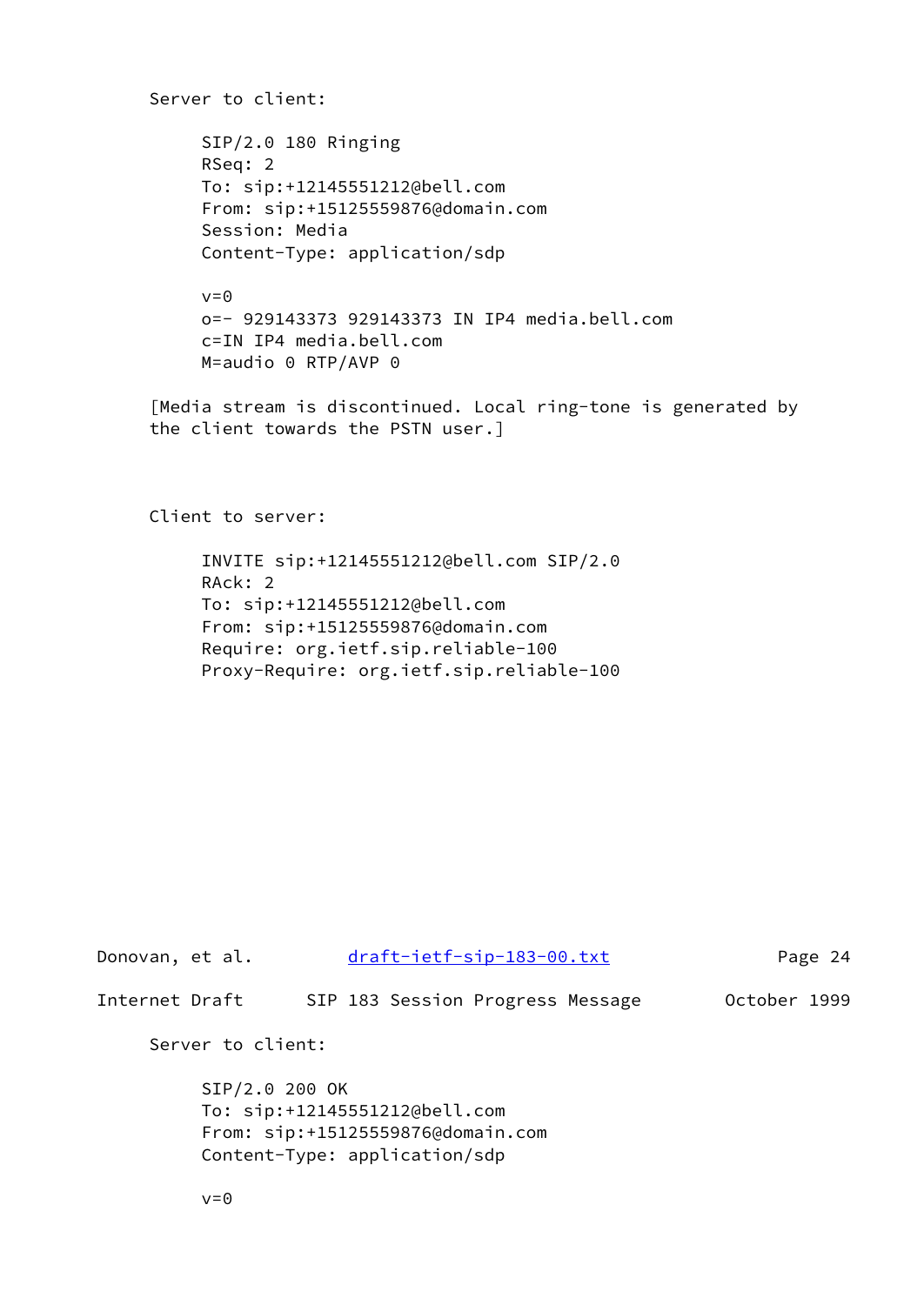Server to client:

```
SIP/2.0 180 Ringing
RSeq: 2
To: sip:+12145551212@bell.com
From: sip:+15125559876@domain.com
Session: Media
Content-Type: application/sdp

v=0
o=- 929143373 929143373 IN IP4 media.bell.com
c=IN IP4 media.bell.com
M=audio 0 RTP/AVP 0
```

[Media stream is discontinued. Local ring-tone is generated by the client towards the PSTN user.]

Client to server:

```
INVITE sip:+12145551212@bell.com SIP/2.0
RAck: 2
To: sip:+12145551212@bell.com
From: sip:+15125559876@domain.com
Require: org.ietf.sip.reliable-100
Proxy-Require: org.ietf.sip.reliable-100
```

Server to client:

```
SIP/2.0 200 OK
To: sip:+12145551212@bell.com
From: sip:+15125559876@domain.com
Content-Type: application/sdp

v=0
```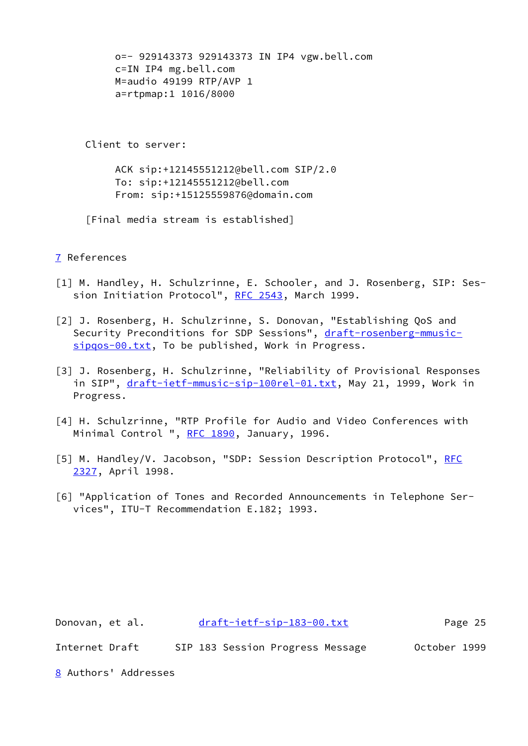```
o=- 929143373 929143373 IN IP4 vgw.bell.com
c=IN IP4 mg.bell.com
M=audio 49199 RTP/AVP 1
a=rtpmap:1 1016/8000
```

Client to server:

```
ACK sip:+12145551212@bell.com SIP/2.0
To: sip:+12145551212@bell.com
From: sip:+15125559876@domain.com
```

[Final media stream is established]

## 7 References

[1] M. Handley, H. Schulzrinne, E. Schooler, and J. Rosenberg, SIP: Session Initiation Protocol", RFC 2543, March 1999.

[2] J. Rosenberg, H. Schulzrinne, S. Donovan, "Establishing QoS and Security Preconditions for SDP Sessions", draft-rosenberg-mmusic-sipqos-00.txt, To be published, Work in Progress.

[3] J. Rosenberg, H. Schulzrinne, "Reliability of Provisional Responses in SIP", draft-ietf-mmusic-sip-100rel-01.txt, May 21, 1999, Work in Progress.

[4] H. Schulzrinne, "RTP Profile for Audio and Video Conferences with Minimal Control ", RFC 1890, January, 1996.

[5] M. Handley/V. Jacobson, "SDP: Session Description Protocol", RFC 2327, April 1998.

[6] "Application of Tones and Recorded Announcements in Telephone Services", ITU-T Recommendation E.182; 1993.

## 8 Authors' Addresses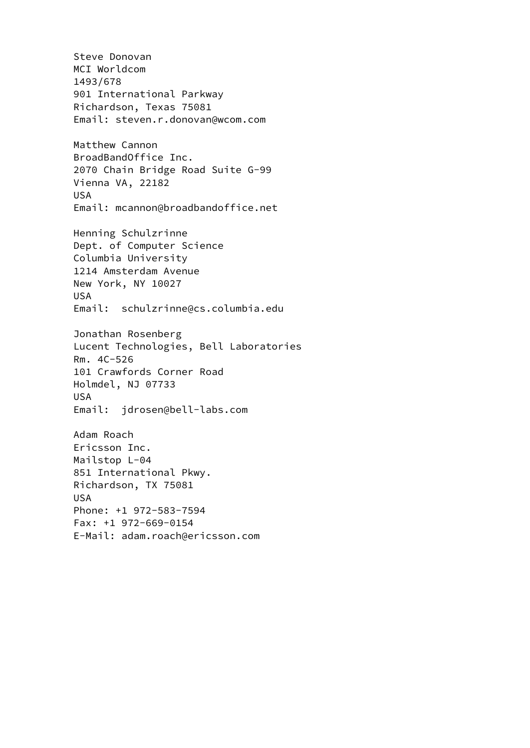Steve Donovan
MCI Worldcom
1493/678
901 International Parkway
Richardson, Texas 75081
Email: steven.r.donovan@wcom.com

Matthew Cannon
BroadBandOffice Inc.
2070 Chain Bridge Road Suite G-99
Vienna VA, 22182
USA
Email: mcannon@broadbandoffice.net

Henning Schulzrinne
Dept. of Computer Science
Columbia University
1214 Amsterdam Avenue
New York, NY 10027
USA
Email: schulzrinne@cs.columbia.edu

Jonathan Rosenberg
Lucent Technologies, Bell Laboratories
Rm. 4C-526
101 Crawfords Corner Road
Holmdel, NJ 07733
USA
Email: jdrosen@bell-labs.com

Adam Roach
Ericsson Inc.
Mailstop L-04
851 International Pkwy.
Richardson, TX 75081
USA
Phone: +1 972-583-7594
Fax: +1 972-669-0154
E-Mail: adam.roach@ericsson.com